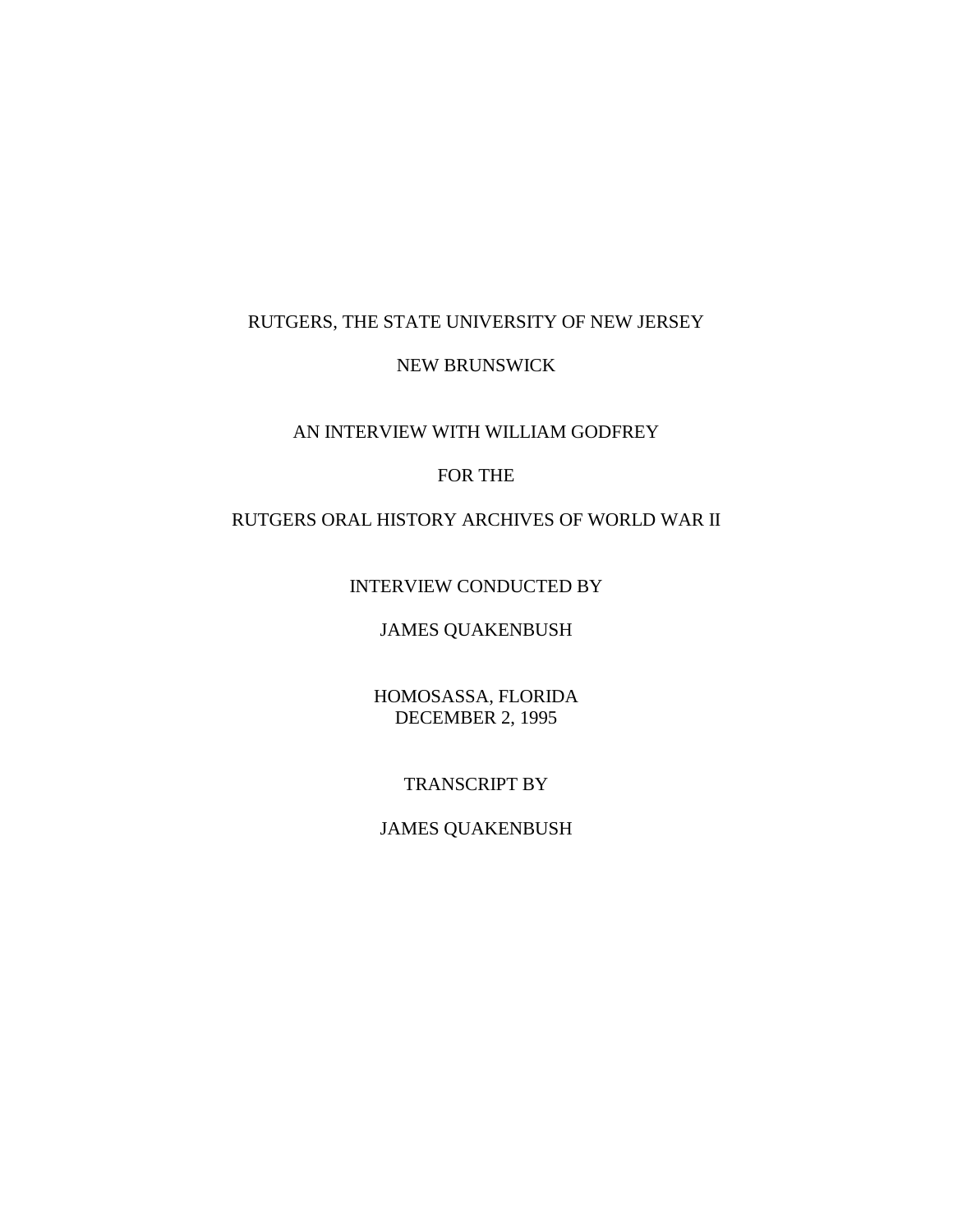RUTGERS, THE STATE UNIVERSITY OF NEW JERSEY

NEW BRUNSWICK

AN INTERVIEW WITH WILLIAM GODFREY

FOR THE

RUTGERS ORAL HISTORY ARCHIVES OF WORLD WAR II

INTERVIEW CONDUCTED BY

JAMES QUAKENBUSH

HOMOSASSA, FLORIDA
DECEMBER 2, 1995

TRANSCRIPT BY

JAMES QUAKENBUSH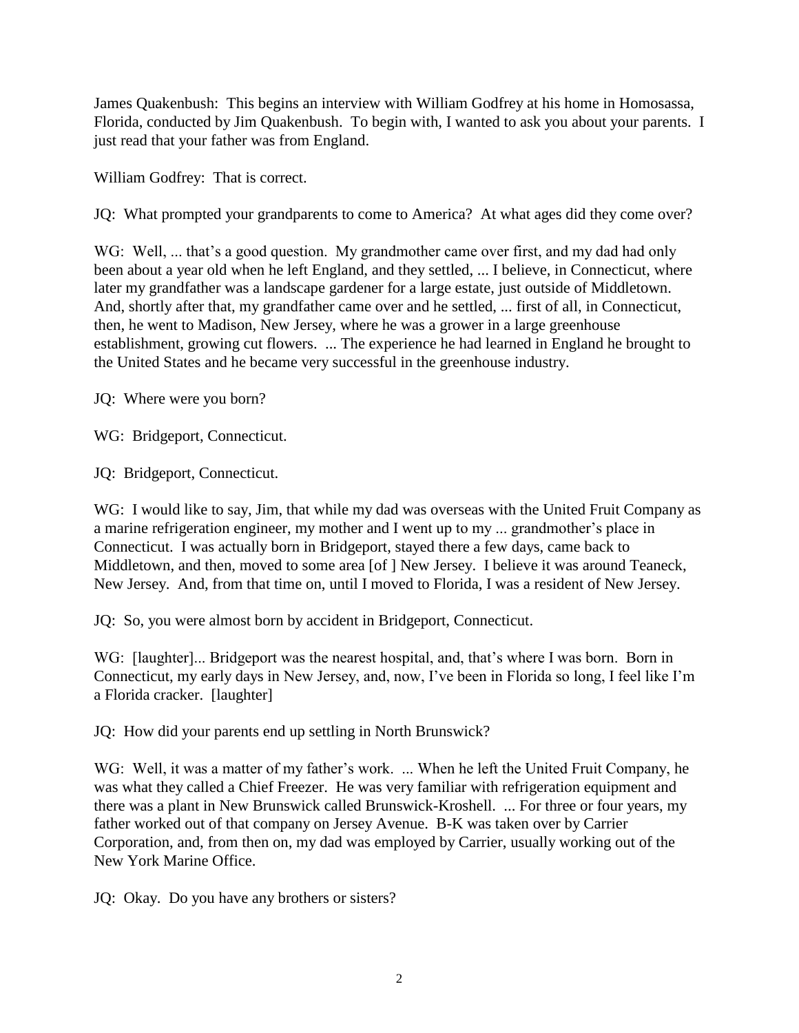James Quakenbush: This begins an interview with William Godfrey at his home in Homosassa, Florida, conducted by Jim Quakenbush. To begin with, I wanted to ask you about your parents. I just read that your father was from England.

William Godfrey: That is correct.

JQ: What prompted your grandparents to come to America? At what ages did they come over?

WG: Well, ... that's a good question. My grandmother came over first, and my dad had only been about a year old when he left England, and they settled, ... I believe, in Connecticut, where later my grandfather was a landscape gardener for a large estate, just outside of Middletown. And, shortly after that, my grandfather came over and he settled, ... first of all, in Connecticut, then, he went to Madison, New Jersey, where he was a grower in a large greenhouse establishment, growing cut flowers. ... The experience he had learned in England he brought to the United States and he became very successful in the greenhouse industry.

JQ: Where were you born?

WG: Bridgeport, Connecticut.

JQ: Bridgeport, Connecticut.

WG: I would like to say, Jim, that while my dad was overseas with the United Fruit Company as a marine refrigeration engineer, my mother and I went up to my ... grandmother's place in Connecticut. I was actually born in Bridgeport, stayed there a few days, came back to Middletown, and then, moved to some area [of ] New Jersey. I believe it was around Teaneck, New Jersey. And, from that time on, until I moved to Florida, I was a resident of New Jersey.

JQ: So, you were almost born by accident in Bridgeport, Connecticut.

WG: [laughter]... Bridgeport was the nearest hospital, and, that's where I was born. Born in Connecticut, my early days in New Jersey, and, now, I've been in Florida so long, I feel like I'm a Florida cracker. [laughter]

JQ: How did your parents end up settling in North Brunswick?

WG: Well, it was a matter of my father's work. ... When he left the United Fruit Company, he was what they called a Chief Freezer. He was very familiar with refrigeration equipment and there was a plant in New Brunswick called Brunswick-Kroshell. ... For three or four years, my father worked out of that company on Jersey Avenue. B-K was taken over by Carrier Corporation, and, from then on, my dad was employed by Carrier, usually working out of the New York Marine Office.

JQ: Okay. Do you have any brothers or sisters?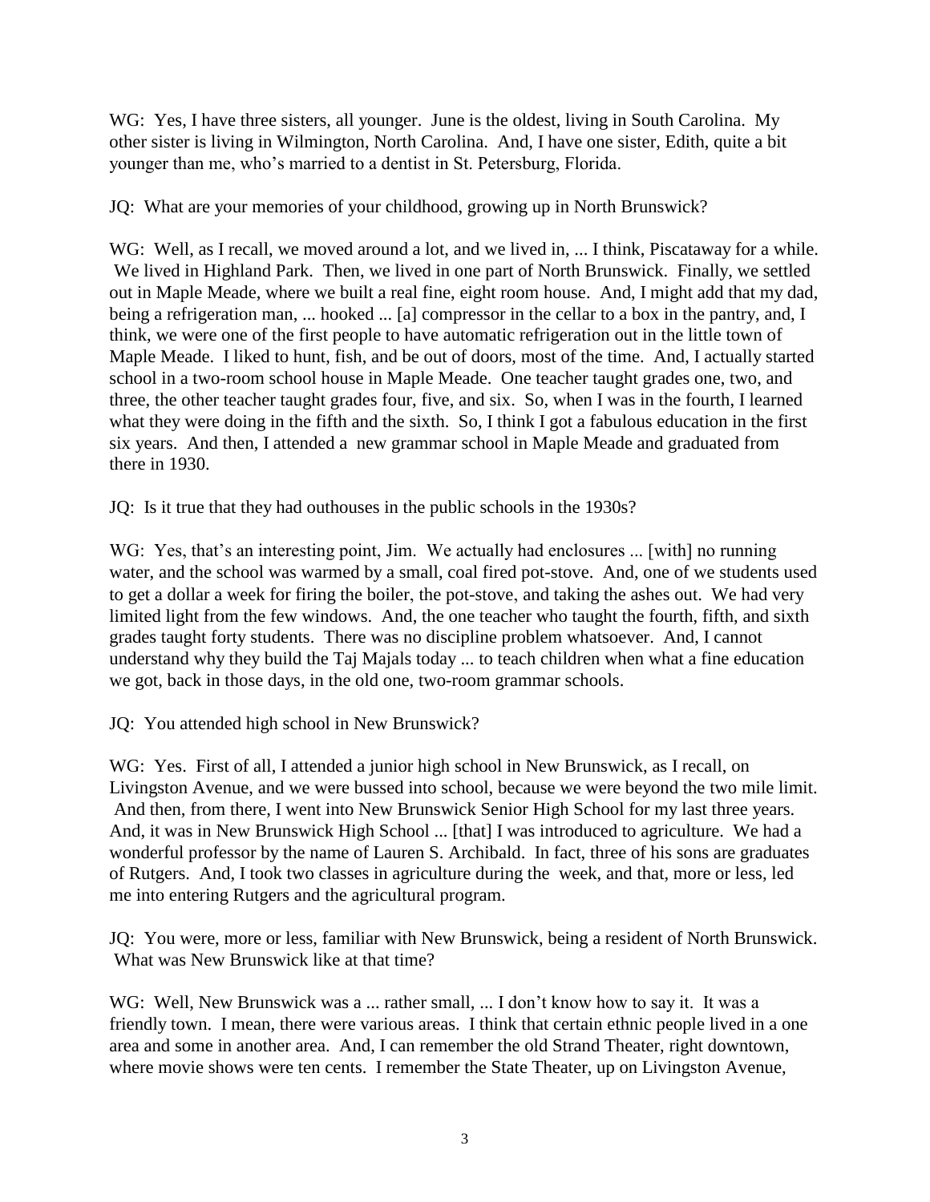WG: Yes, I have three sisters, all younger. June is the oldest, living in South Carolina. My other sister is living in Wilmington, North Carolina. And, I have one sister, Edith, quite a bit younger than me, who's married to a dentist in St. Petersburg, Florida.

JQ: What are your memories of your childhood, growing up in North Brunswick?

WG: Well, as I recall, we moved around a lot, and we lived in, ... I think, Piscataway for a while. We lived in Highland Park. Then, we lived in one part of North Brunswick. Finally, we settled out in Maple Meade, where we built a real fine, eight room house. And, I might add that my dad, being a refrigeration man, ... hooked ... [a] compressor in the cellar to a box in the pantry, and, I think, we were one of the first people to have automatic refrigeration out in the little town of Maple Meade. I liked to hunt, fish, and be out of doors, most of the time. And, I actually started school in a two-room school house in Maple Meade. One teacher taught grades one, two, and three, the other teacher taught grades four, five, and six. So, when I was in the fourth, I learned what they were doing in the fifth and the sixth. So, I think I got a fabulous education in the first six years. And then, I attended a new grammar school in Maple Meade and graduated from there in 1930.

JQ: Is it true that they had outhouses in the public schools in the 1930s?

WG: Yes, that's an interesting point, Jim. We actually had enclosures ... [with] no running water, and the school was warmed by a small, coal fired pot-stove. And, one of we students used to get a dollar a week for firing the boiler, the pot-stove, and taking the ashes out. We had very limited light from the few windows. And, the one teacher who taught the fourth, fifth, and sixth grades taught forty students. There was no discipline problem whatsoever. And, I cannot understand why they build the Taj Majals today ... to teach children when what a fine education we got, back in those days, in the old one, two-room grammar schools.

JQ: You attended high school in New Brunswick?

WG: Yes. First of all, I attended a junior high school in New Brunswick, as I recall, on Livingston Avenue, and we were bussed into school, because we were beyond the two mile limit. And then, from there, I went into New Brunswick Senior High School for my last three years. And, it was in New Brunswick High School ... [that] I was introduced to agriculture. We had a wonderful professor by the name of Lauren S. Archibald. In fact, three of his sons are graduates of Rutgers. And, I took two classes in agriculture during the week, and that, more or less, led me into entering Rutgers and the agricultural program.

JQ: You were, more or less, familiar with New Brunswick, being a resident of North Brunswick. What was New Brunswick like at that time?

WG: Well, New Brunswick was a ... rather small, ... I don't know how to say it. It was a friendly town. I mean, there were various areas. I think that certain ethnic people lived in a one area and some in another area. And, I can remember the old Strand Theater, right downtown, where movie shows were ten cents. I remember the State Theater, up on Livingston Avenue,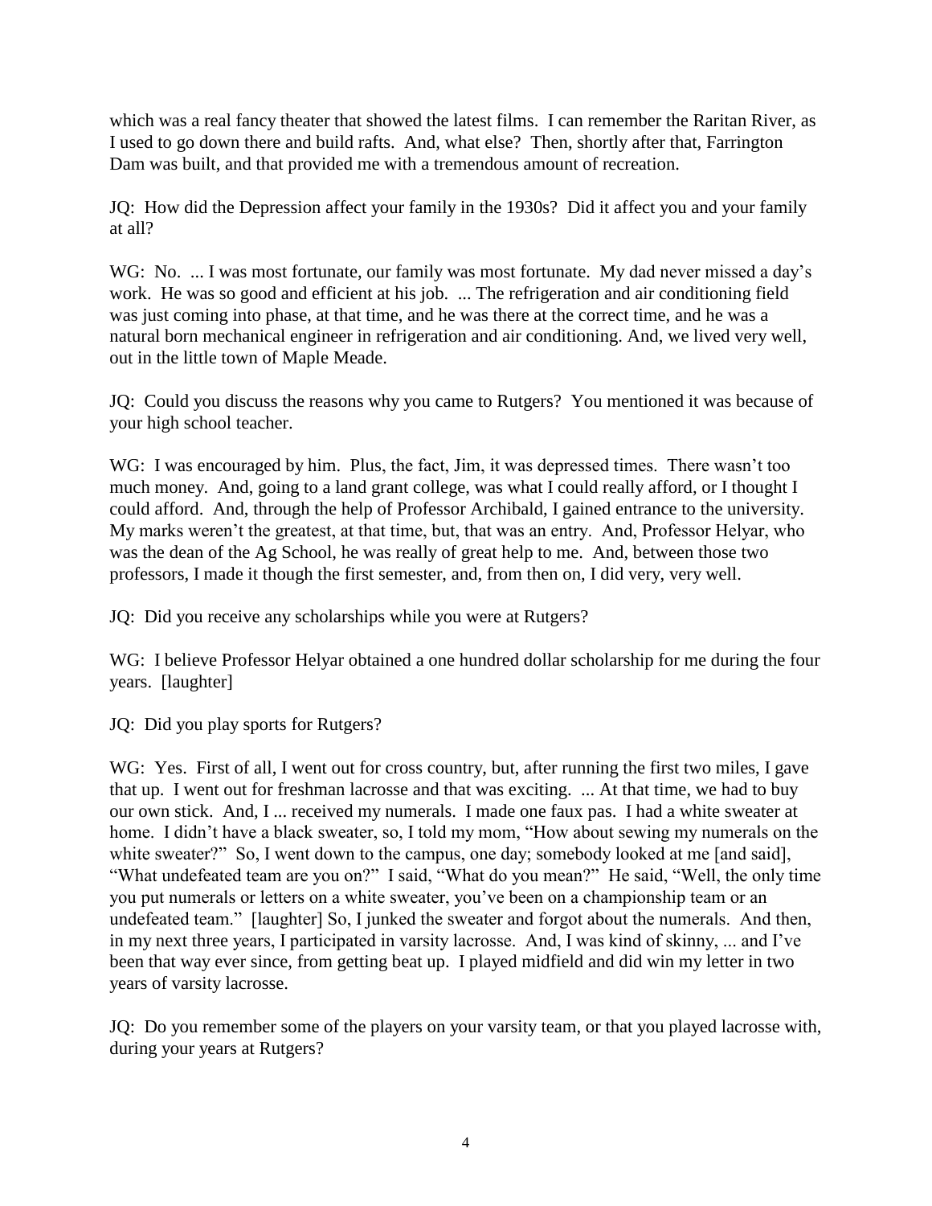which was a real fancy theater that showed the latest films. I can remember the Raritan River, as I used to go down there and build rafts. And, what else? Then, shortly after that, Farrington Dam was built, and that provided me with a tremendous amount of recreation.

JQ: How did the Depression affect your family in the 1930s? Did it affect you and your family at all?

WG: No. ... I was most fortunate, our family was most fortunate. My dad never missed a day's work. He was so good and efficient at his job. ... The refrigeration and air conditioning field was just coming into phase, at that time, and he was there at the correct time, and he was a natural born mechanical engineer in refrigeration and air conditioning. And, we lived very well, out in the little town of Maple Meade.

JQ: Could you discuss the reasons why you came to Rutgers? You mentioned it was because of your high school teacher.

WG: I was encouraged by him. Plus, the fact, Jim, it was depressed times. There wasn't too much money. And, going to a land grant college, was what I could really afford, or I thought I could afford. And, through the help of Professor Archibald, I gained entrance to the university. My marks weren't the greatest, at that time, but, that was an entry. And, Professor Helyar, who was the dean of the Ag School, he was really of great help to me. And, between those two professors, I made it though the first semester, and, from then on, I did very, very well.

JQ: Did you receive any scholarships while you were at Rutgers?

WG: I believe Professor Helyar obtained a one hundred dollar scholarship for me during the four years. [laughter]

JQ: Did you play sports for Rutgers?

WG: Yes. First of all, I went out for cross country, but, after running the first two miles, I gave that up. I went out for freshman lacrosse and that was exciting. ... At that time, we had to buy our own stick. And, I ... received my numerals. I made one faux pas. I had a white sweater at home. I didn't have a black sweater, so, I told my mom, "How about sewing my numerals on the white sweater?" So, I went down to the campus, one day; somebody looked at me [and said], "What undefeated team are you on?" I said, "What do you mean?" He said, "Well, the only time you put numerals or letters on a white sweater, you've been on a championship team or an undefeated team." [laughter] So, I junked the sweater and forgot about the numerals. And then, in my next three years, I participated in varsity lacrosse. And, I was kind of skinny, ... and I've been that way ever since, from getting beat up. I played midfield and did win my letter in two years of varsity lacrosse.

JQ: Do you remember some of the players on your varsity team, or that you played lacrosse with, during your years at Rutgers?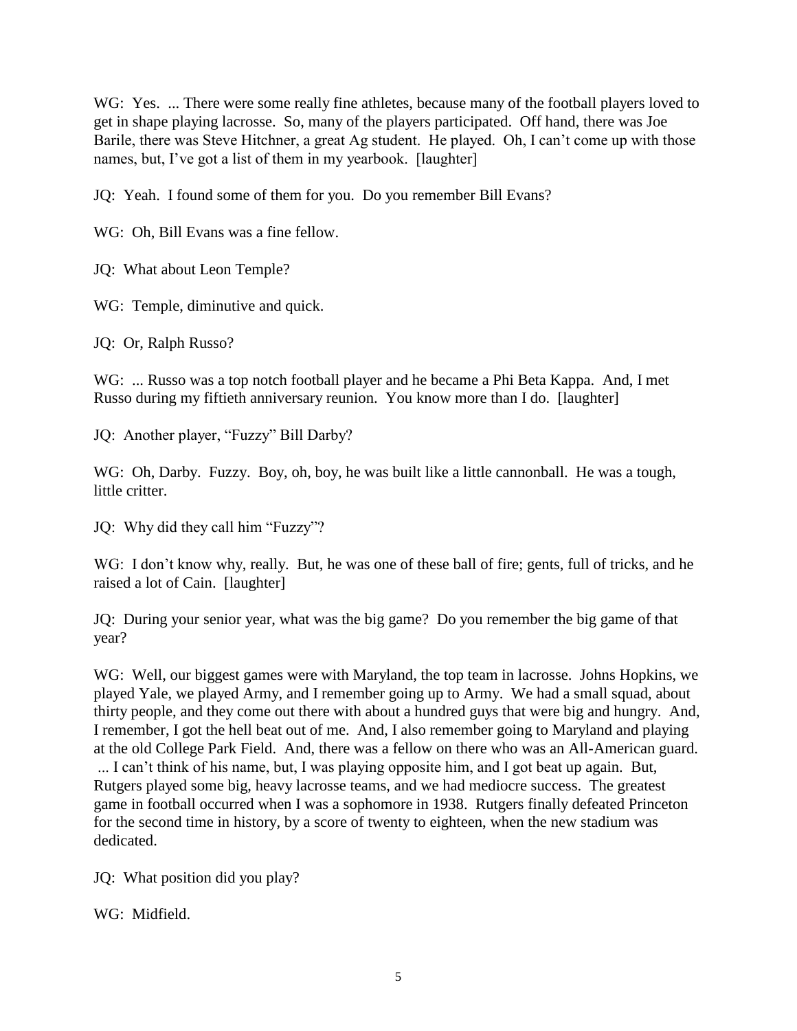WG: Yes. ... There were some really fine athletes, because many of the football players loved to get in shape playing lacrosse. So, many of the players participated. Off hand, there was Joe Barile, there was Steve Hitchner, a great Ag student. He played. Oh, I can't come up with those names, but, I've got a list of them in my yearbook. [laughter]

JQ: Yeah. I found some of them for you. Do you remember Bill Evans?

WG: Oh, Bill Evans was a fine fellow.

JQ: What about Leon Temple?

WG: Temple, diminutive and quick.

JQ: Or, Ralph Russo?

WG: ... Russo was a top notch football player and he became a Phi Beta Kappa. And, I met Russo during my fiftieth anniversary reunion. You know more than I do. [laughter]

JQ: Another player, "Fuzzy" Bill Darby?

WG: Oh, Darby. Fuzzy. Boy, oh, boy, he was built like a little cannonball. He was a tough, little critter.

JQ: Why did they call him "Fuzzy"?

WG: I don't know why, really. But, he was one of these ball of fire; gents, full of tricks, and he raised a lot of Cain. [laughter]

JQ: During your senior year, what was the big game? Do you remember the big game of that year?

WG: Well, our biggest games were with Maryland, the top team in lacrosse. Johns Hopkins, we played Yale, we played Army, and I remember going up to Army. We had a small squad, about thirty people, and they come out there with about a hundred guys that were big and hungry. And, I remember, I got the hell beat out of me. And, I also remember going to Maryland and playing at the old College Park Field. And, there was a fellow on there who was an All-American guard. ... I can't think of his name, but, I was playing opposite him, and I got beat up again. But, Rutgers played some big, heavy lacrosse teams, and we had mediocre success. The greatest game in football occurred when I was a sophomore in 1938. Rutgers finally defeated Princeton for the second time in history, by a score of twenty to eighteen, when the new stadium was dedicated.

JQ: What position did you play?

WG: Midfield.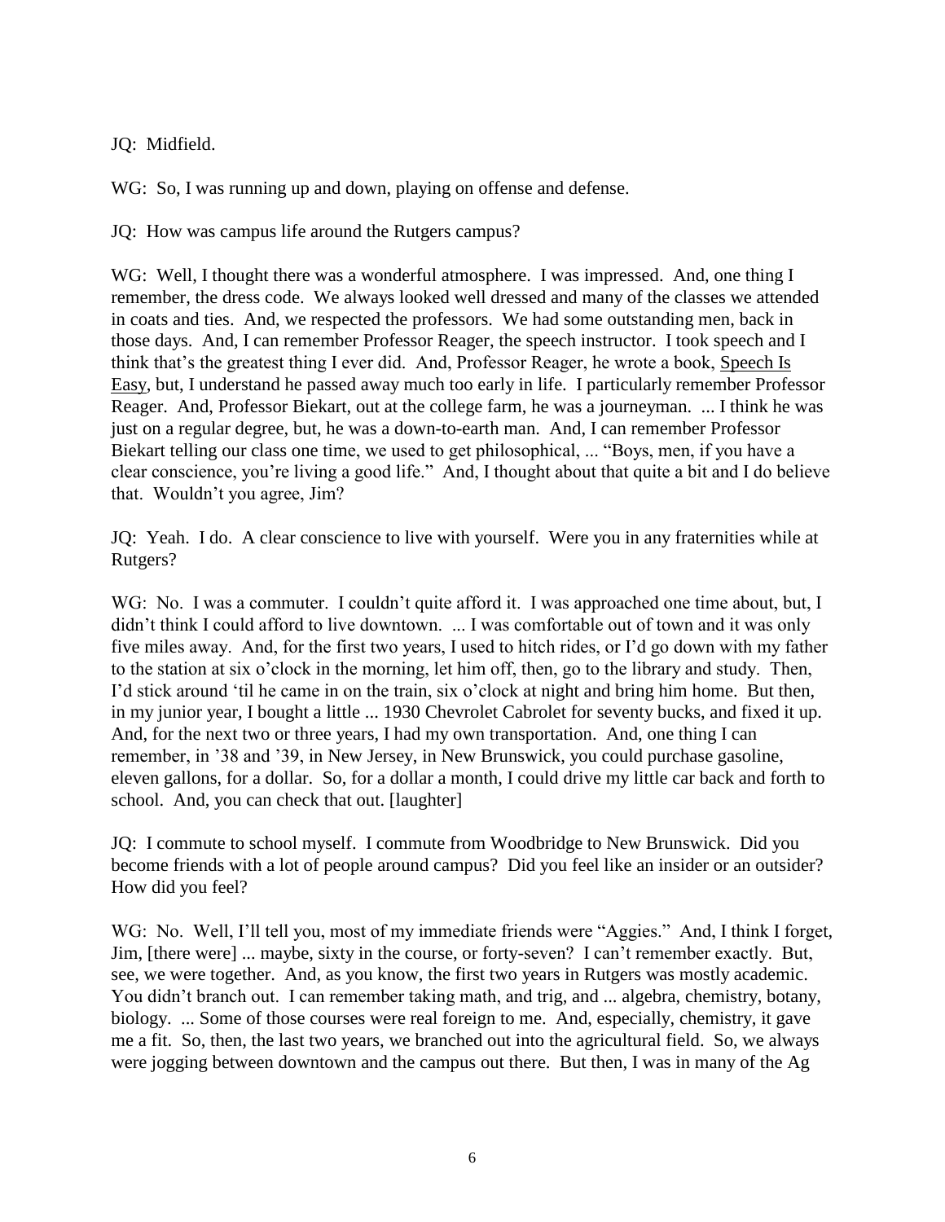JQ: Midfield.

WG: So, I was running up and down, playing on offense and defense.

JQ: How was campus life around the Rutgers campus?

WG: Well, I thought there was a wonderful atmosphere. I was impressed. And, one thing I remember, the dress code. We always looked well dressed and many of the classes we attended in coats and ties. And, we respected the professors. We had some outstanding men, back in those days. And, I can remember Professor Reager, the speech instructor. I took speech and I think that's the greatest thing I ever did. And, Professor Reager, he wrote a book, Speech Is Easy, but, I understand he passed away much too early in life. I particularly remember Professor Reager. And, Professor Biekart, out at the college farm, he was a journeyman. ... I think he was just on a regular degree, but, he was a down-to-earth man. And, I can remember Professor Biekart telling our class one time, we used to get philosophical, ... "Boys, men, if you have a clear conscience, you're living a good life." And, I thought about that quite a bit and I do believe that. Wouldn't you agree, Jim?

JQ: Yeah. I do. A clear conscience to live with yourself. Were you in any fraternities while at Rutgers?

WG: No. I was a commuter. I couldn't quite afford it. I was approached one time about, but, I didn't think I could afford to live downtown. ... I was comfortable out of town and it was only five miles away. And, for the first two years, I used to hitch rides, or I'd go down with my father to the station at six o'clock in the morning, let him off, then, go to the library and study. Then, I'd stick around 'til he came in on the train, six o'clock at night and bring him home. But then, in my junior year, I bought a little ... 1930 Chevrolet Cabrolet for seventy bucks, and fixed it up. And, for the next two or three years, I had my own transportation. And, one thing I can remember, in '38 and '39, in New Jersey, in New Brunswick, you could purchase gasoline, eleven gallons, for a dollar. So, for a dollar a month, I could drive my little car back and forth to school. And, you can check that out. [laughter]

JQ: I commute to school myself. I commute from Woodbridge to New Brunswick. Did you become friends with a lot of people around campus? Did you feel like an insider or an outsider? How did you feel?

WG: No. Well, I'll tell you, most of my immediate friends were "Aggies." And, I think I forget, Jim, [there were] ... maybe, sixty in the course, or forty-seven? I can't remember exactly. But, see, we were together. And, as you know, the first two years in Rutgers was mostly academic. You didn't branch out. I can remember taking math, and trig, and ... algebra, chemistry, botany, biology. ... Some of those courses were real foreign to me. And, especially, chemistry, it gave me a fit. So, then, the last two years, we branched out into the agricultural field. So, we always were jogging between downtown and the campus out there. But then, I was in many of the Ag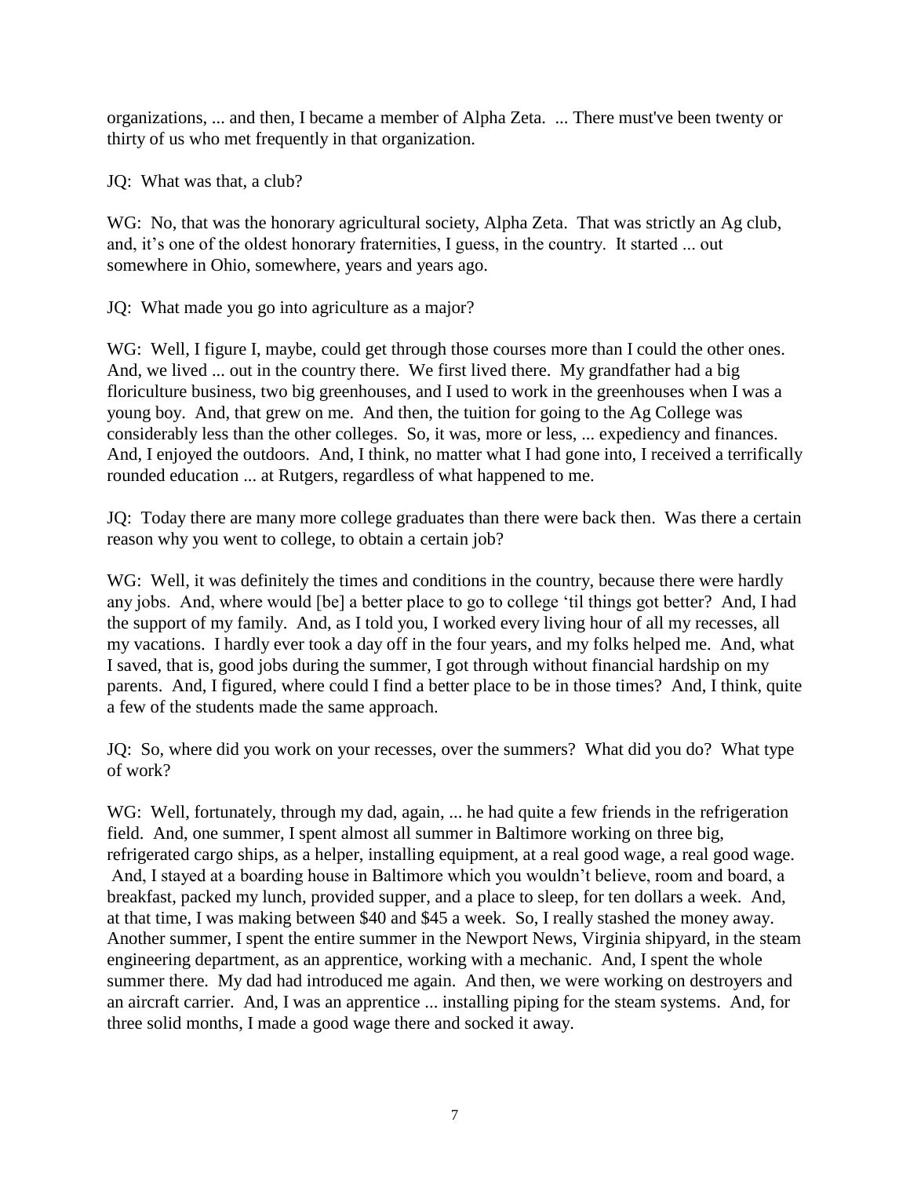organizations, ... and then, I became a member of Alpha Zeta. ... There must've been twenty or thirty of us who met frequently in that organization.

JQ: What was that, a club?

WG: No, that was the honorary agricultural society, Alpha Zeta. That was strictly an Ag club, and, it's one of the oldest honorary fraternities, I guess, in the country. It started ... out somewhere in Ohio, somewhere, years and years ago.

JQ: What made you go into agriculture as a major?

WG: Well, I figure I, maybe, could get through those courses more than I could the other ones. And, we lived ... out in the country there. We first lived there. My grandfather had a big floriculture business, two big greenhouses, and I used to work in the greenhouses when I was a young boy. And, that grew on me. And then, the tuition for going to the Ag College was considerably less than the other colleges. So, it was, more or less, ... expediency and finances. And, I enjoyed the outdoors. And, I think, no matter what I had gone into, I received a terrifically rounded education ... at Rutgers, regardless of what happened to me.

JQ: Today there are many more college graduates than there were back then. Was there a certain reason why you went to college, to obtain a certain job?

WG: Well, it was definitely the times and conditions in the country, because there were hardly any jobs. And, where would [be] a better place to go to college 'til things got better? And, I had the support of my family. And, as I told you, I worked every living hour of all my recesses, all my vacations. I hardly ever took a day off in the four years, and my folks helped me. And, what I saved, that is, good jobs during the summer, I got through without financial hardship on my parents. And, I figured, where could I find a better place to be in those times? And, I think, quite a few of the students made the same approach.

JQ: So, where did you work on your recesses, over the summers? What did you do? What type of work?

WG: Well, fortunately, through my dad, again, ... he had quite a few friends in the refrigeration field. And, one summer, I spent almost all summer in Baltimore working on three big, refrigerated cargo ships, as a helper, installing equipment, at a real good wage, a real good wage. And, I stayed at a boarding house in Baltimore which you wouldn't believe, room and board, a breakfast, packed my lunch, provided supper, and a place to sleep, for ten dollars a week. And, at that time, I was making between $40 and $45 a week. So, I really stashed the money away. Another summer, I spent the entire summer in the Newport News, Virginia shipyard, in the steam engineering department, as an apprentice, working with a mechanic. And, I spent the whole summer there. My dad had introduced me again. And then, we were working on destroyers and an aircraft carrier. And, I was an apprentice ... installing piping for the steam systems. And, for three solid months, I made a good wage there and socked it away.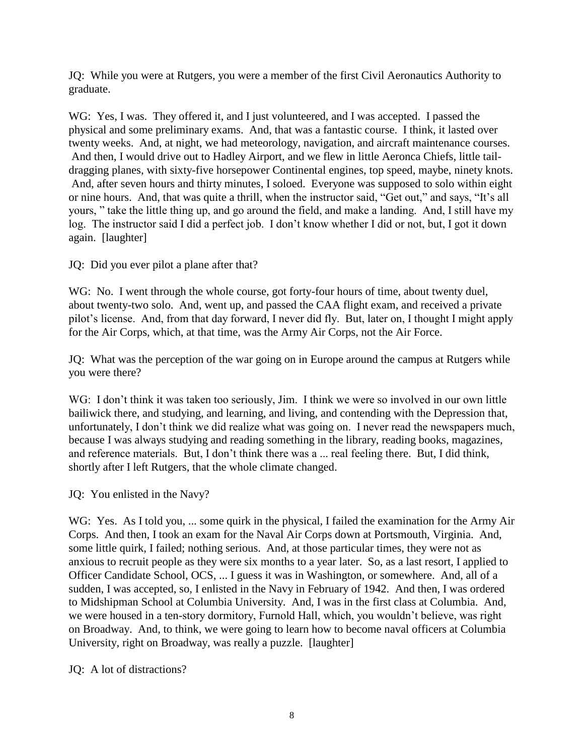JQ: While you were at Rutgers, you were a member of the first Civil Aeronautics Authority to graduate.

WG: Yes, I was. They offered it, and I just volunteered, and I was accepted. I passed the physical and some preliminary exams. And, that was a fantastic course. I think, it lasted over twenty weeks. And, at night, we had meteorology, navigation, and aircraft maintenance courses. And then, I would drive out to Hadley Airport, and we flew in little Aeronca Chiefs, little tail-dragging planes, with sixty-five horsepower Continental engines, top speed, maybe, ninety knots. And, after seven hours and thirty minutes, I soloed. Everyone was supposed to solo within eight or nine hours. And, that was quite a thrill, when the instructor said, "Get out," and says, "It's all yours, " take the little thing up, and go around the field, and make a landing. And, I still have my log. The instructor said I did a perfect job. I don't know whether I did or not, but, I got it down again. [laughter]

JQ: Did you ever pilot a plane after that?

WG: No. I went through the whole course, got forty-four hours of time, about twenty duel, about twenty-two solo. And, went up, and passed the CAA flight exam, and received a private pilot's license. And, from that day forward, I never did fly. But, later on, I thought I might apply for the Air Corps, which, at that time, was the Army Air Corps, not the Air Force.

JQ: What was the perception of the war going on in Europe around the campus at Rutgers while you were there?

WG: I don't think it was taken too seriously, Jim. I think we were so involved in our own little bailiwick there, and studying, and learning, and living, and contending with the Depression that, unfortunately, I don't think we did realize what was going on. I never read the newspapers much, because I was always studying and reading something in the library, reading books, magazines, and reference materials. But, I don't think there was a ... real feeling there. But, I did think, shortly after I left Rutgers, that the whole climate changed.

JQ: You enlisted in the Navy?

WG: Yes. As I told you, ... some quirk in the physical, I failed the examination for the Army Air Corps. And then, I took an exam for the Naval Air Corps down at Portsmouth, Virginia. And, some little quirk, I failed; nothing serious. And, at those particular times, they were not as anxious to recruit people as they were six months to a year later. So, as a last resort, I applied to Officer Candidate School, OCS, ... I guess it was in Washington, or somewhere. And, all of a sudden, I was accepted, so, I enlisted in the Navy in February of 1942. And then, I was ordered to Midshipman School at Columbia University. And, I was in the first class at Columbia. And, we were housed in a ten-story dormitory, Furnold Hall, which, you wouldn't believe, was right on Broadway. And, to think, we were going to learn how to become naval officers at Columbia University, right on Broadway, was really a puzzle. [laughter]

JQ: A lot of distractions?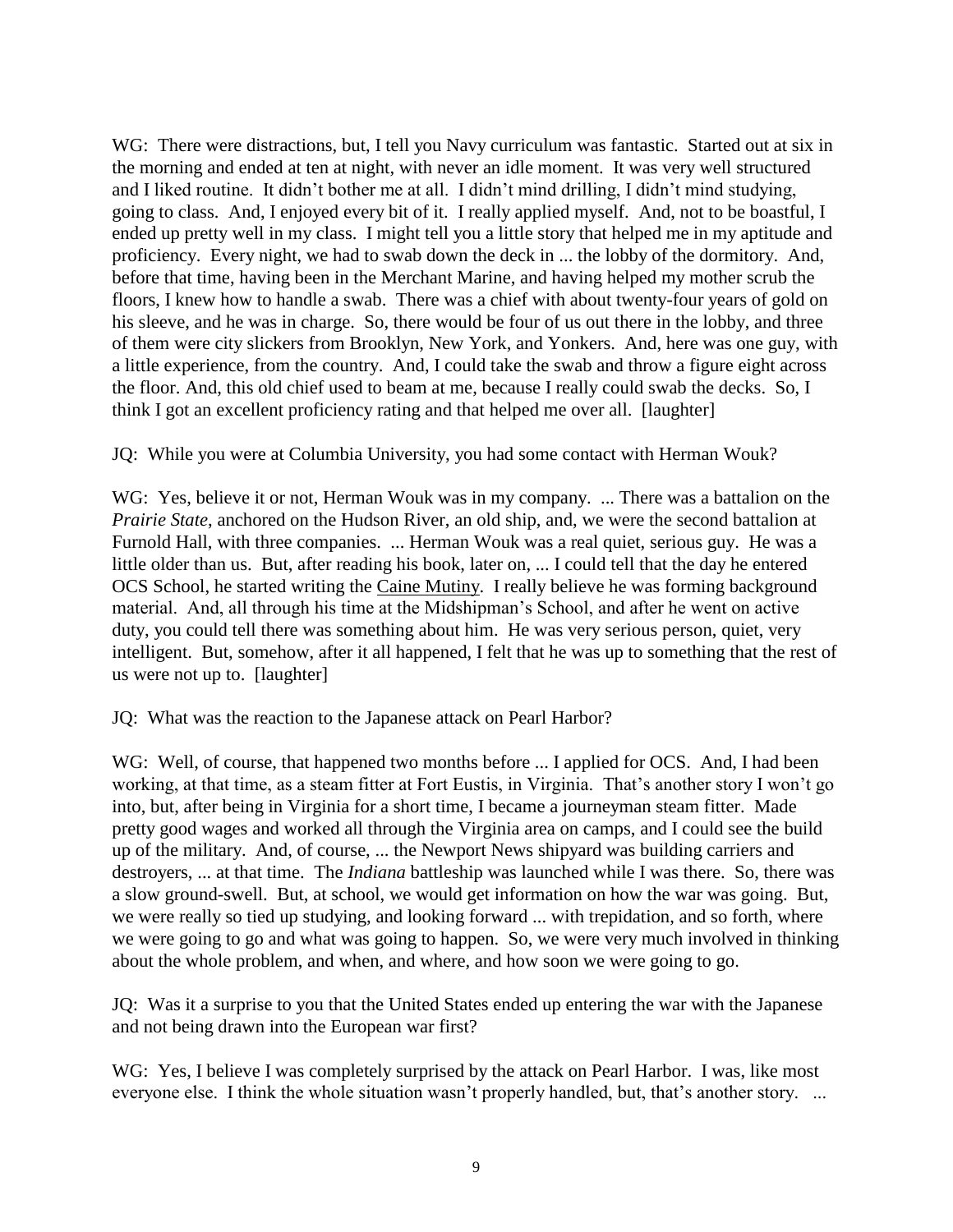WG: There were distractions, but, I tell you Navy curriculum was fantastic. Started out at six in the morning and ended at ten at night, with never an idle moment. It was very well structured and I liked routine. It didn't bother me at all. I didn't mind drilling, I didn't mind studying, going to class. And, I enjoyed every bit of it. I really applied myself. And, not to be boastful, I ended up pretty well in my class. I might tell you a little story that helped me in my aptitude and proficiency. Every night, we had to swab down the deck in ... the lobby of the dormitory. And, before that time, having been in the Merchant Marine, and having helped my mother scrub the floors, I knew how to handle a swab. There was a chief with about twenty-four years of gold on his sleeve, and he was in charge. So, there would be four of us out there in the lobby, and three of them were city slickers from Brooklyn, New York, and Yonkers. And, here was one guy, with a little experience, from the country. And, I could take the swab and throw a figure eight across the floor. And, this old chief used to beam at me, because I really could swab the decks. So, I think I got an excellent proficiency rating and that helped me over all. [laughter]

JQ: While you were at Columbia University, you had some contact with Herman Wouk?

WG: Yes, believe it or not, Herman Wouk was in my company. ... There was a battalion on the *Prairie State*, anchored on the Hudson River, an old ship, and, we were the second battalion at Furnold Hall, with three companies. ... Herman Wouk was a real quiet, serious guy. He was a little older than us. But, after reading his book, later on, ... I could tell that the day he entered OCS School, he started writing the Caine Mutiny. I really believe he was forming background material. And, all through his time at the Midshipman's School, and after he went on active duty, you could tell there was something about him. He was very serious person, quiet, very intelligent. But, somehow, after it all happened, I felt that he was up to something that the rest of us were not up to. [laughter]

JQ: What was the reaction to the Japanese attack on Pearl Harbor?

WG: Well, of course, that happened two months before ... I applied for OCS. And, I had been working, at that time, as a steam fitter at Fort Eustis, in Virginia. That's another story I won't go into, but, after being in Virginia for a short time, I became a journeyman steam fitter. Made pretty good wages and worked all through the Virginia area on camps, and I could see the build up of the military. And, of course, ... the Newport News shipyard was building carriers and destroyers, ... at that time. The *Indiana* battleship was launched while I was there. So, there was a slow ground-swell. But, at school, we would get information on how the war was going. But, we were really so tied up studying, and looking forward ... with trepidation, and so forth, where we were going to go and what was going to happen. So, we were very much involved in thinking about the whole problem, and when, and where, and how soon we were going to go.

JQ: Was it a surprise to you that the United States ended up entering the war with the Japanese and not being drawn into the European war first?

WG: Yes, I believe I was completely surprised by the attack on Pearl Harbor. I was, like most everyone else. I think the whole situation wasn't properly handled, but, that's another story. ...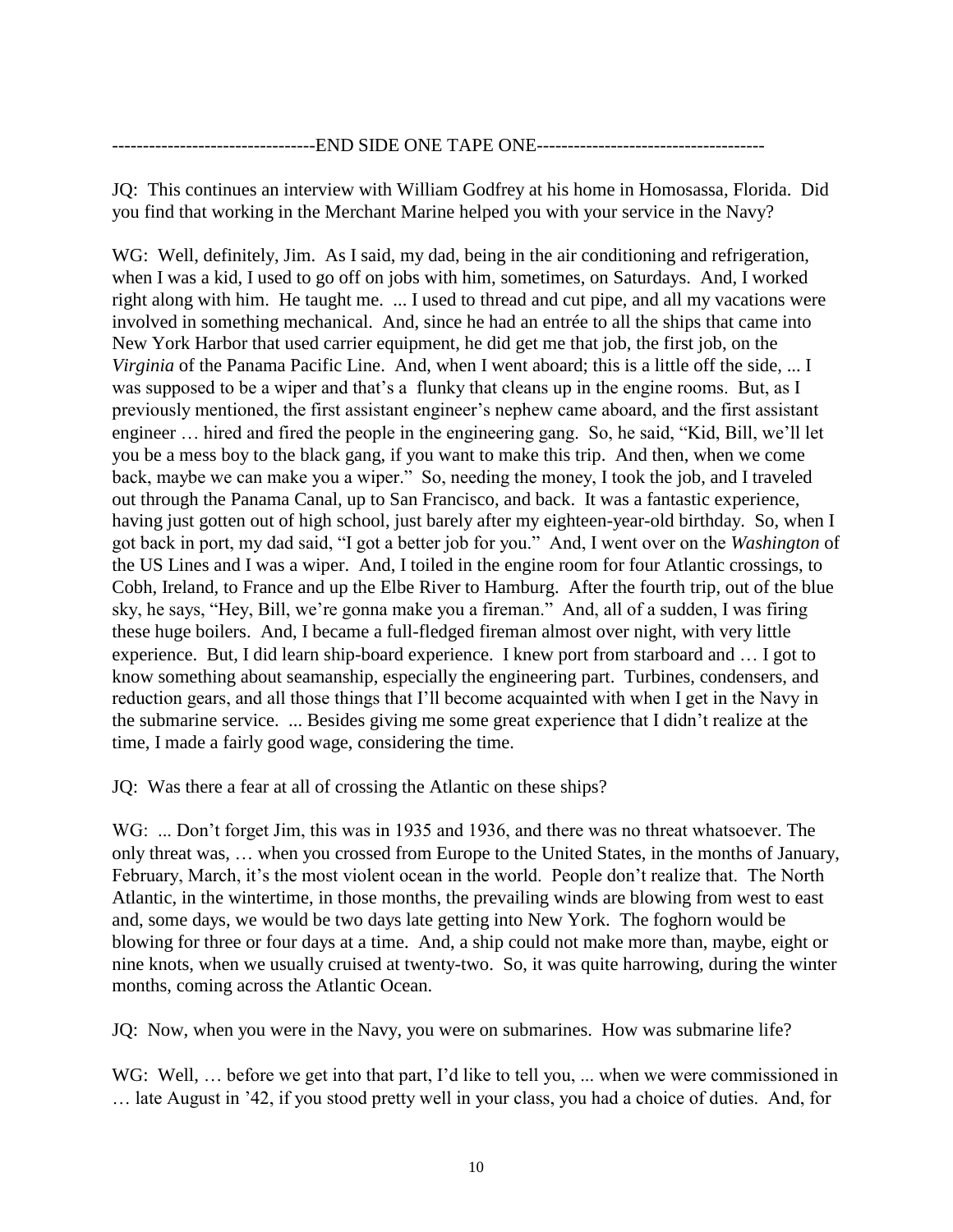---------------------------------END SIDE ONE TAPE ONE-------------------------------------

JQ: This continues an interview with William Godfrey at his home in Homosassa, Florida. Did you find that working in the Merchant Marine helped you with your service in the Navy?

WG: Well, definitely, Jim. As I said, my dad, being in the air conditioning and refrigeration, when I was a kid, I used to go off on jobs with him, sometimes, on Saturdays. And, I worked right along with him. He taught me. ... I used to thread and cut pipe, and all my vacations were involved in something mechanical. And, since he had an entrée to all the ships that came into New York Harbor that used carrier equipment, he did get me that job, the first job, on the *Virginia* of the Panama Pacific Line. And, when I went aboard; this is a little off the side, ... I was supposed to be a wiper and that's a flunky that cleans up in the engine rooms. But, as I previously mentioned, the first assistant engineer's nephew came aboard, and the first assistant engineer … hired and fired the people in the engineering gang. So, he said, "Kid, Bill, we'll let you be a mess boy to the black gang, if you want to make this trip. And then, when we come back, maybe we can make you a wiper." So, needing the money, I took the job, and I traveled out through the Panama Canal, up to San Francisco, and back. It was a fantastic experience, having just gotten out of high school, just barely after my eighteen-year-old birthday. So, when I got back in port, my dad said, "I got a better job for you." And, I went over on the *Washington* of the US Lines and I was a wiper. And, I toiled in the engine room for four Atlantic crossings, to Cobh, Ireland, to France and up the Elbe River to Hamburg. After the fourth trip, out of the blue sky, he says, "Hey, Bill, we're gonna make you a fireman." And, all of a sudden, I was firing these huge boilers. And, I became a full-fledged fireman almost over night, with very little experience. But, I did learn ship-board experience. I knew port from starboard and … I got to know something about seamanship, especially the engineering part. Turbines, condensers, and reduction gears, and all those things that I'll become acquainted with when I get in the Navy in the submarine service. ... Besides giving me some great experience that I didn't realize at the time, I made a fairly good wage, considering the time.

JQ: Was there a fear at all of crossing the Atlantic on these ships?

WG: ... Don't forget Jim, this was in 1935 and 1936, and there was no threat whatsoever. The only threat was, … when you crossed from Europe to the United States, in the months of January, February, March, it's the most violent ocean in the world. People don't realize that. The North Atlantic, in the wintertime, in those months, the prevailing winds are blowing from west to east and, some days, we would be two days late getting into New York. The foghorn would be blowing for three or four days at a time. And, a ship could not make more than, maybe, eight or nine knots, when we usually cruised at twenty-two. So, it was quite harrowing, during the winter months, coming across the Atlantic Ocean.

JQ: Now, when you were in the Navy, you were on submarines. How was submarine life?

WG: Well, … before we get into that part, I'd like to tell you, ... when we were commissioned in … late August in '42, if you stood pretty well in your class, you had a choice of duties. And, for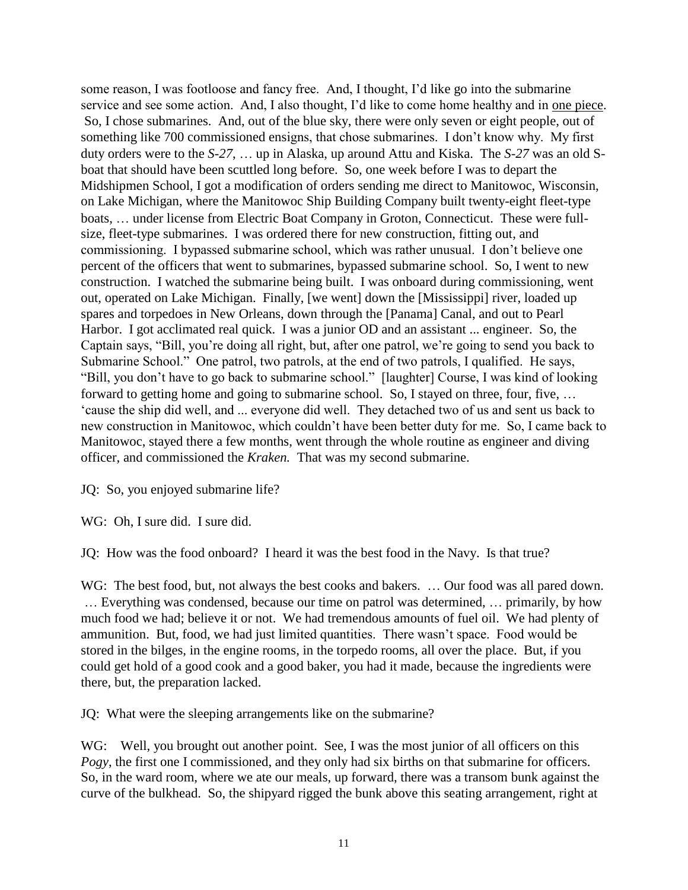some reason, I was footloose and fancy free. And, I thought, I'd like go into the submarine service and see some action. And, I also thought, I'd like to come home healthy and in one piece. So, I chose submarines. And, out of the blue sky, there were only seven or eight people, out of something like 700 commissioned ensigns, that chose submarines. I don't know why. My first duty orders were to the *S-27*, … up in Alaska, up around Attu and Kiska. The *S-27* was an old S-boat that should have been scuttled long before. So, one week before I was to depart the Midshipmen School, I got a modification of orders sending me direct to Manitowoc, Wisconsin, on Lake Michigan, where the Manitowoc Ship Building Company built twenty-eight fleet-type boats, … under license from Electric Boat Company in Groton, Connecticut. These were full-size, fleet-type submarines. I was ordered there for new construction, fitting out, and commissioning. I bypassed submarine school, which was rather unusual. I don't believe one percent of the officers that went to submarines, bypassed submarine school. So, I went to new construction. I watched the submarine being built. I was onboard during commissioning, went out, operated on Lake Michigan. Finally, [we went] down the [Mississippi] river, loaded up spares and torpedoes in New Orleans, down through the [Panama] Canal, and out to Pearl Harbor. I got acclimated real quick. I was a junior OD and an assistant ... engineer. So, the Captain says, "Bill, you're doing all right, but, after one patrol, we're going to send you back to Submarine School." One patrol, two patrols, at the end of two patrols, I qualified. He says, "Bill, you don't have to go back to submarine school." [laughter] Course, I was kind of looking forward to getting home and going to submarine school. So, I stayed on three, four, five, … 'cause the ship did well, and ... everyone did well. They detached two of us and sent us back to new construction in Manitowoc, which couldn't have been better duty for me. So, I came back to Manitowoc, stayed there a few months, went through the whole routine as engineer and diving officer, and commissioned the *Kraken.* That was my second submarine.

JQ: So, you enjoyed submarine life?

WG: Oh, I sure did. I sure did.

JQ: How was the food onboard? I heard it was the best food in the Navy. Is that true?

WG: The best food, but, not always the best cooks and bakers. … Our food was all pared down. … Everything was condensed, because our time on patrol was determined, … primarily, by how much food we had; believe it or not. We had tremendous amounts of fuel oil. We had plenty of ammunition. But, food, we had just limited quantities. There wasn't space. Food would be stored in the bilges, in the engine rooms, in the torpedo rooms, all over the place. But, if you could get hold of a good cook and a good baker, you had it made, because the ingredients were there, but, the preparation lacked.

JQ: What were the sleeping arrangements like on the submarine?

WG: Well, you brought out another point. See, I was the most junior of all officers on this *Pogy*, the first one I commissioned, and they only had six births on that submarine for officers. So, in the ward room, where we ate our meals, up forward, there was a transom bunk against the curve of the bulkhead. So, the shipyard rigged the bunk above this seating arrangement, right at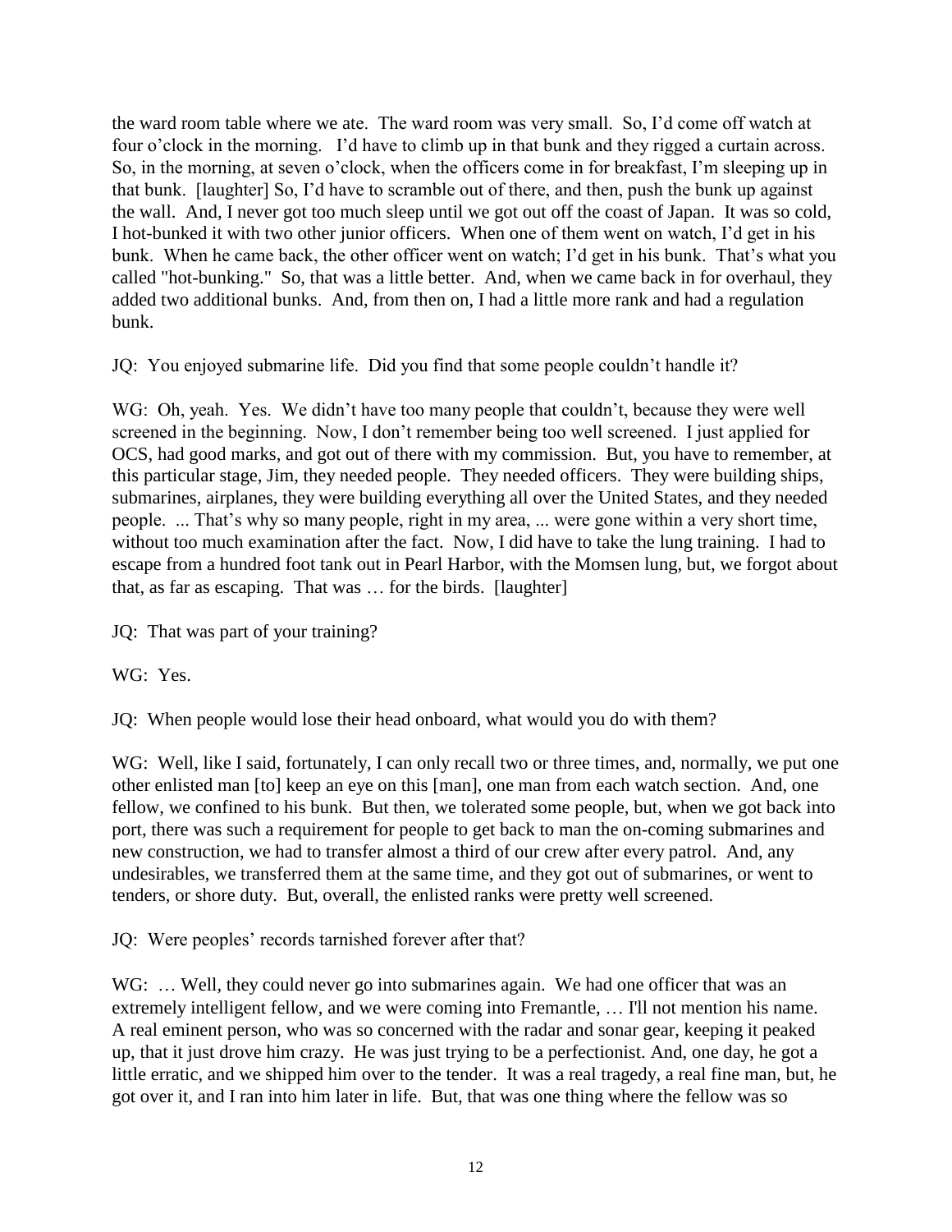the ward room table where we ate. The ward room was very small. So, I'd come off watch at four o'clock in the morning. I'd have to climb up in that bunk and they rigged a curtain across. So, in the morning, at seven o'clock, when the officers come in for breakfast, I'm sleeping up in that bunk. [laughter] So, I'd have to scramble out of there, and then, push the bunk up against the wall. And, I never got too much sleep until we got out off the coast of Japan. It was so cold, I hot-bunked it with two other junior officers. When one of them went on watch, I'd get in his bunk. When he came back, the other officer went on watch; I'd get in his bunk. That's what you called "hot-bunking." So, that was a little better. And, when we came back in for overhaul, they added two additional bunks. And, from then on, I had a little more rank and had a regulation bunk.

JQ: You enjoyed submarine life. Did you find that some people couldn't handle it?

WG: Oh, yeah. Yes. We didn't have too many people that couldn't, because they were well screened in the beginning. Now, I don't remember being too well screened. I just applied for OCS, had good marks, and got out of there with my commission. But, you have to remember, at this particular stage, Jim, they needed people. They needed officers. They were building ships, submarines, airplanes, they were building everything all over the United States, and they needed people. ... That's why so many people, right in my area, ... were gone within a very short time, without too much examination after the fact. Now, I did have to take the lung training. I had to escape from a hundred foot tank out in Pearl Harbor, with the Momsen lung, but, we forgot about that, as far as escaping. That was … for the birds. [laughter]

JQ: That was part of your training?

WG: Yes.

JQ: When people would lose their head onboard, what would you do with them?

WG: Well, like I said, fortunately, I can only recall two or three times, and, normally, we put one other enlisted man [to] keep an eye on this [man], one man from each watch section. And, one fellow, we confined to his bunk. But then, we tolerated some people, but, when we got back into port, there was such a requirement for people to get back to man the on-coming submarines and new construction, we had to transfer almost a third of our crew after every patrol. And, any undesirables, we transferred them at the same time, and they got out of submarines, or went to tenders, or shore duty. But, overall, the enlisted ranks were pretty well screened.

JQ: Were peoples' records tarnished forever after that?

WG: … Well, they could never go into submarines again. We had one officer that was an extremely intelligent fellow, and we were coming into Fremantle, … I'll not mention his name. A real eminent person, who was so concerned with the radar and sonar gear, keeping it peaked up, that it just drove him crazy. He was just trying to be a perfectionist. And, one day, he got a little erratic, and we shipped him over to the tender. It was a real tragedy, a real fine man, but, he got over it, and I ran into him later in life. But, that was one thing where the fellow was so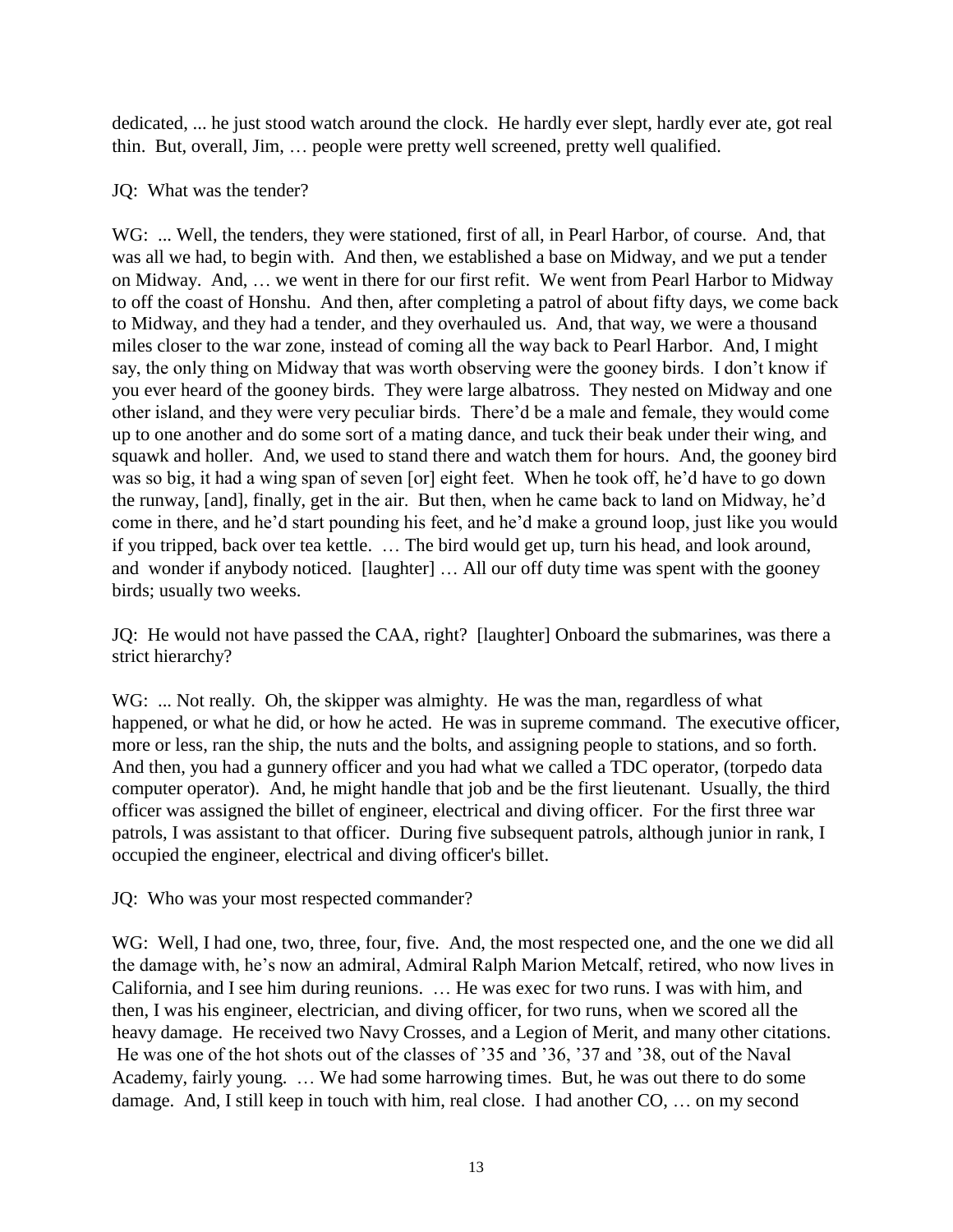dedicated, ... he just stood watch around the clock. He hardly ever slept, hardly ever ate, got real thin. But, overall, Jim, … people were pretty well screened, pretty well qualified.

JQ: What was the tender?

WG: ... Well, the tenders, they were stationed, first of all, in Pearl Harbor, of course. And, that was all we had, to begin with. And then, we established a base on Midway, and we put a tender on Midway. And, … we went in there for our first refit. We went from Pearl Harbor to Midway to off the coast of Honshu. And then, after completing a patrol of about fifty days, we come back to Midway, and they had a tender, and they overhauled us. And, that way, we were a thousand miles closer to the war zone, instead of coming all the way back to Pearl Harbor. And, I might say, the only thing on Midway that was worth observing were the gooney birds. I don't know if you ever heard of the gooney birds. They were large albatross. They nested on Midway and one other island, and they were very peculiar birds. There'd be a male and female, they would come up to one another and do some sort of a mating dance, and tuck their beak under their wing, and squawk and holler. And, we used to stand there and watch them for hours. And, the gooney bird was so big, it had a wing span of seven [or] eight feet. When he took off, he'd have to go down the runway, [and], finally, get in the air. But then, when he came back to land on Midway, he'd come in there, and he'd start pounding his feet, and he'd make a ground loop, just like you would if you tripped, back over tea kettle. … The bird would get up, turn his head, and look around, and wonder if anybody noticed. [laughter] … All our off duty time was spent with the gooney birds; usually two weeks.

JQ: He would not have passed the CAA, right? [laughter] Onboard the submarines, was there a strict hierarchy?

WG: ... Not really. Oh, the skipper was almighty. He was the man, regardless of what happened, or what he did, or how he acted. He was in supreme command. The executive officer, more or less, ran the ship, the nuts and the bolts, and assigning people to stations, and so forth. And then, you had a gunnery officer and you had what we called a TDC operator, (torpedo data computer operator). And, he might handle that job and be the first lieutenant. Usually, the third officer was assigned the billet of engineer, electrical and diving officer. For the first three war patrols, I was assistant to that officer. During five subsequent patrols, although junior in rank, I occupied the engineer, electrical and diving officer's billet.

JQ: Who was your most respected commander?

WG: Well, I had one, two, three, four, five. And, the most respected one, and the one we did all the damage with, he's now an admiral, Admiral Ralph Marion Metcalf, retired, who now lives in California, and I see him during reunions. … He was exec for two runs. I was with him, and then, I was his engineer, electrician, and diving officer, for two runs, when we scored all the heavy damage. He received two Navy Crosses, and a Legion of Merit, and many other citations. He was one of the hot shots out of the classes of '35 and '36, '37 and '38, out of the Naval Academy, fairly young. … We had some harrowing times. But, he was out there to do some damage. And, I still keep in touch with him, real close. I had another CO, … on my second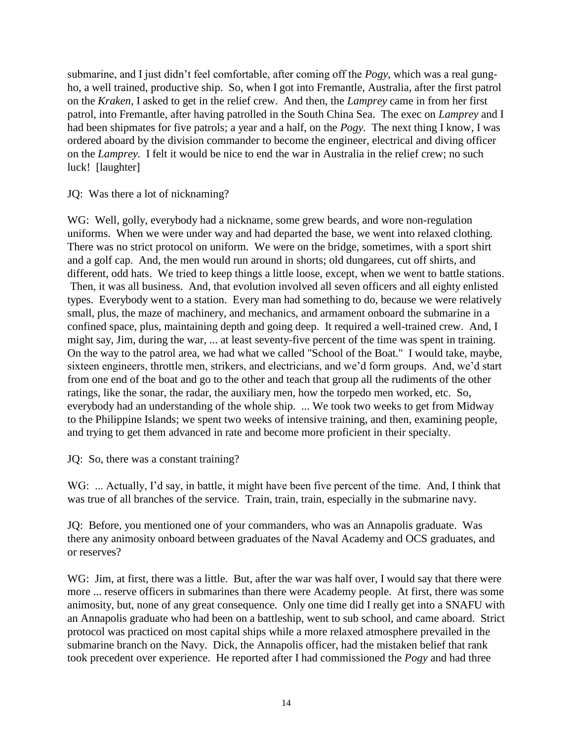submarine, and I just didn't feel comfortable, after coming off the *Pogy*, which was a real gung-ho, a well trained, productive ship. So, when I got into Fremantle, Australia, after the first patrol on the *Kraken*, I asked to get in the relief crew. And then, the *Lamprey* came in from her first patrol, into Fremantle, after having patrolled in the South China Sea. The exec on *Lamprey* and I had been shipmates for five patrols; a year and a half, on the *Pogy.* The next thing I know, I was ordered aboard by the division commander to become the engineer, electrical and diving officer on the *Lamprey.* I felt it would be nice to end the war in Australia in the relief crew; no such luck! [laughter]

JQ: Was there a lot of nicknaming?

WG: Well, golly, everybody had a nickname, some grew beards, and wore non-regulation uniforms. When we were under way and had departed the base, we went into relaxed clothing. There was no strict protocol on uniform. We were on the bridge, sometimes, with a sport shirt and a golf cap. And, the men would run around in shorts; old dungarees, cut off shirts, and different, odd hats. We tried to keep things a little loose, except, when we went to battle stations. Then, it was all business. And, that evolution involved all seven officers and all eighty enlisted types. Everybody went to a station. Every man had something to do, because we were relatively small, plus, the maze of machinery, and mechanics, and armament onboard the submarine in a confined space, plus, maintaining depth and going deep. It required a well-trained crew. And, I might say, Jim, during the war, ... at least seventy-five percent of the time was spent in training. On the way to the patrol area, we had what we called "School of the Boat." I would take, maybe, sixteen engineers, throttle men, strikers, and electricians, and we'd form groups. And, we'd start from one end of the boat and go to the other and teach that group all the rudiments of the other ratings, like the sonar, the radar, the auxiliary men, how the torpedo men worked, etc. So, everybody had an understanding of the whole ship. ... We took two weeks to get from Midway to the Philippine Islands; we spent two weeks of intensive training, and then, examining people, and trying to get them advanced in rate and become more proficient in their specialty.

JQ: So, there was a constant training?

WG: ... Actually, I'd say, in battle, it might have been five percent of the time. And, I think that was true of all branches of the service. Train, train, train, especially in the submarine navy.

JQ: Before, you mentioned one of your commanders, who was an Annapolis graduate. Was there any animosity onboard between graduates of the Naval Academy and OCS graduates, and or reserves?

WG: Jim, at first, there was a little. But, after the war was half over, I would say that there were more ... reserve officers in submarines than there were Academy people. At first, there was some animosity, but, none of any great consequence. Only one time did I really get into a SNAFU with an Annapolis graduate who had been on a battleship, went to sub school, and came aboard. Strict protocol was practiced on most capital ships while a more relaxed atmosphere prevailed in the submarine branch on the Navy. Dick, the Annapolis officer, had the mistaken belief that rank took precedent over experience. He reported after I had commissioned the *Pogy* and had three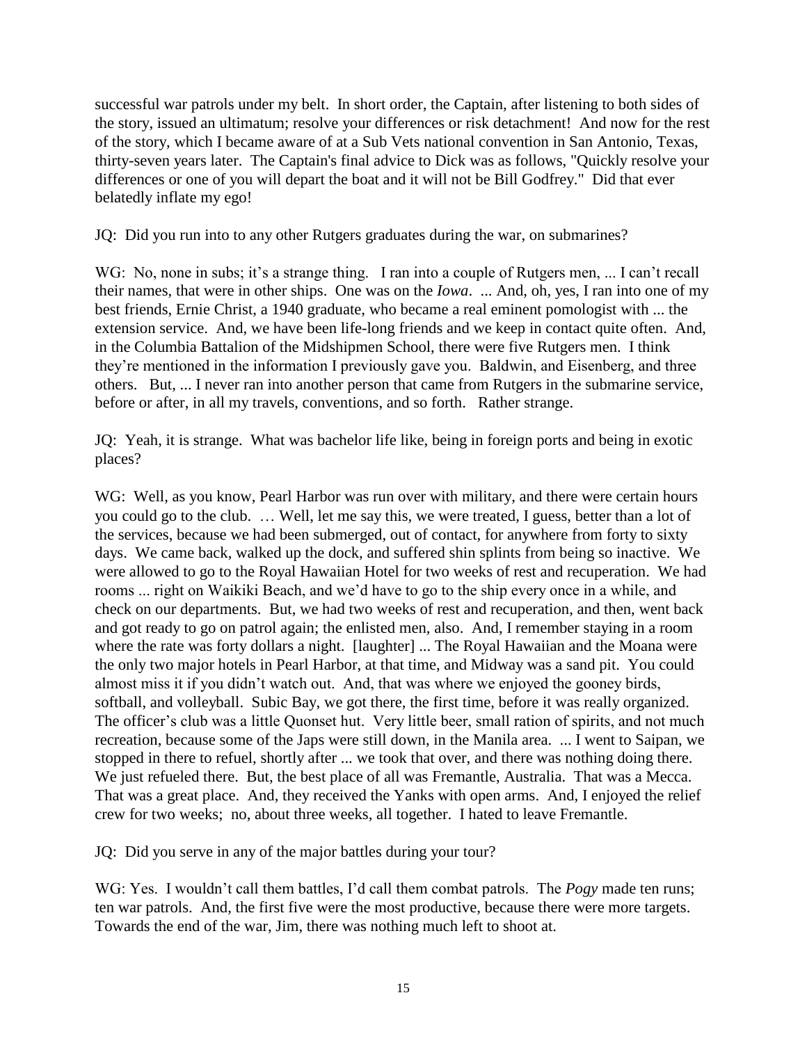successful war patrols under my belt. In short order, the Captain, after listening to both sides of the story, issued an ultimatum; resolve your differences or risk detachment! And now for the rest of the story, which I became aware of at a Sub Vets national convention in San Antonio, Texas, thirty-seven years later. The Captain's final advice to Dick was as follows, "Quickly resolve your differences or one of you will depart the boat and it will not be Bill Godfrey." Did that ever belatedly inflate my ego!

JQ: Did you run into to any other Rutgers graduates during the war, on submarines?

WG: No, none in subs; it's a strange thing. I ran into a couple of Rutgers men, ... I can't recall their names, that were in other ships. One was on the *Iowa*. ... And, oh, yes, I ran into one of my best friends, Ernie Christ, a 1940 graduate, who became a real eminent pomologist with ... the extension service. And, we have been life-long friends and we keep in contact quite often. And, in the Columbia Battalion of the Midshipmen School, there were five Rutgers men. I think they're mentioned in the information I previously gave you. Baldwin, and Eisenberg, and three others. But, ... I never ran into another person that came from Rutgers in the submarine service, before or after, in all my travels, conventions, and so forth. Rather strange.

JQ: Yeah, it is strange. What was bachelor life like, being in foreign ports and being in exotic places?

WG: Well, as you know, Pearl Harbor was run over with military, and there were certain hours you could go to the club. … Well, let me say this, we were treated, I guess, better than a lot of the services, because we had been submerged, out of contact, for anywhere from forty to sixty days. We came back, walked up the dock, and suffered shin splints from being so inactive. We were allowed to go to the Royal Hawaiian Hotel for two weeks of rest and recuperation. We had rooms ... right on Waikiki Beach, and we'd have to go to the ship every once in a while, and check on our departments. But, we had two weeks of rest and recuperation, and then, went back and got ready to go on patrol again; the enlisted men, also. And, I remember staying in a room where the rate was forty dollars a night. [laughter] ... The Royal Hawaiian and the Moana were the only two major hotels in Pearl Harbor, at that time, and Midway was a sand pit. You could almost miss it if you didn't watch out. And, that was where we enjoyed the gooney birds, softball, and volleyball. Subic Bay, we got there, the first time, before it was really organized. The officer's club was a little Quonset hut. Very little beer, small ration of spirits, and not much recreation, because some of the Japs were still down, in the Manila area. ... I went to Saipan, we stopped in there to refuel, shortly after ... we took that over, and there was nothing doing there. We just refueled there. But, the best place of all was Fremantle, Australia. That was a Mecca. That was a great place. And, they received the Yanks with open arms. And, I enjoyed the relief crew for two weeks; no, about three weeks, all together. I hated to leave Fremantle.

JQ: Did you serve in any of the major battles during your tour?

WG: Yes. I wouldn't call them battles, I'd call them combat patrols. The *Pogy* made ten runs; ten war patrols. And, the first five were the most productive, because there were more targets. Towards the end of the war, Jim, there was nothing much left to shoot at.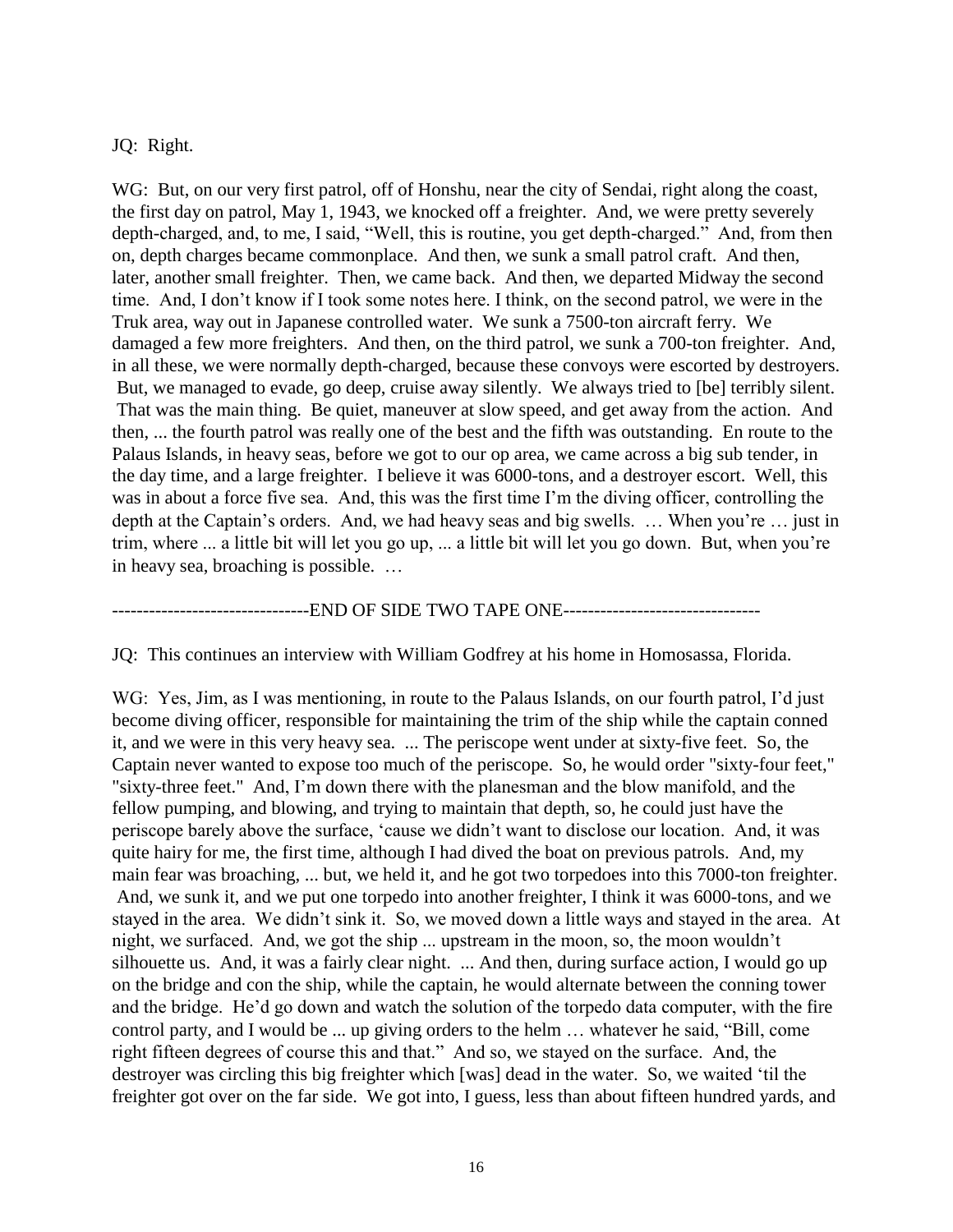JQ: Right.

WG: But, on our very first patrol, off of Honshu, near the city of Sendai, right along the coast, the first day on patrol, May 1, 1943, we knocked off a freighter. And, we were pretty severely depth-charged, and, to me, I said, "Well, this is routine, you get depth-charged." And, from then on, depth charges became commonplace. And then, we sunk a small patrol craft. And then, later, another small freighter. Then, we came back. And then, we departed Midway the second time. And, I don't know if I took some notes here. I think, on the second patrol, we were in the Truk area, way out in Japanese controlled water. We sunk a 7500-ton aircraft ferry. We damaged a few more freighters. And then, on the third patrol, we sunk a 700-ton freighter. And, in all these, we were normally depth-charged, because these convoys were escorted by destroyers. But, we managed to evade, go deep, cruise away silently. We always tried to [be] terribly silent. That was the main thing. Be quiet, maneuver at slow speed, and get away from the action. And then, ... the fourth patrol was really one of the best and the fifth was outstanding. En route to the Palaus Islands, in heavy seas, before we got to our op area, we came across a big sub tender, in the day time, and a large freighter. I believe it was 6000-tons, and a destroyer escort. Well, this was in about a force five sea. And, this was the first time I'm the diving officer, controlling the depth at the Captain's orders. And, we had heavy seas and big swells. … When you're … just in trim, where ... a little bit will let you go up, ... a little bit will let you go down. But, when you're in heavy sea, broaching is possible. …

--------------------------------END OF SIDE TWO TAPE ONE--------------------------------

JQ: This continues an interview with William Godfrey at his home in Homosassa, Florida.

WG: Yes, Jim, as I was mentioning, in route to the Palaus Islands, on our fourth patrol, I'd just become diving officer, responsible for maintaining the trim of the ship while the captain conned it, and we were in this very heavy sea. ... The periscope went under at sixty-five feet. So, the Captain never wanted to expose too much of the periscope. So, he would order "sixty-four feet," "sixty-three feet." And, I'm down there with the planesman and the blow manifold, and the fellow pumping, and blowing, and trying to maintain that depth, so, he could just have the periscope barely above the surface, 'cause we didn't want to disclose our location. And, it was quite hairy for me, the first time, although I had dived the boat on previous patrols. And, my main fear was broaching, ... but, we held it, and he got two torpedoes into this 7000-ton freighter. And, we sunk it, and we put one torpedo into another freighter, I think it was 6000-tons, and we stayed in the area. We didn't sink it. So, we moved down a little ways and stayed in the area. At night, we surfaced. And, we got the ship ... upstream in the moon, so, the moon wouldn't silhouette us. And, it was a fairly clear night. ... And then, during surface action, I would go up on the bridge and con the ship, while the captain, he would alternate between the conning tower and the bridge. He'd go down and watch the solution of the torpedo data computer, with the fire control party, and I would be ... up giving orders to the helm … whatever he said, "Bill, come right fifteen degrees of course this and that." And so, we stayed on the surface. And, the destroyer was circling this big freighter which [was] dead in the water. So, we waited 'til the freighter got over on the far side. We got into, I guess, less than about fifteen hundred yards, and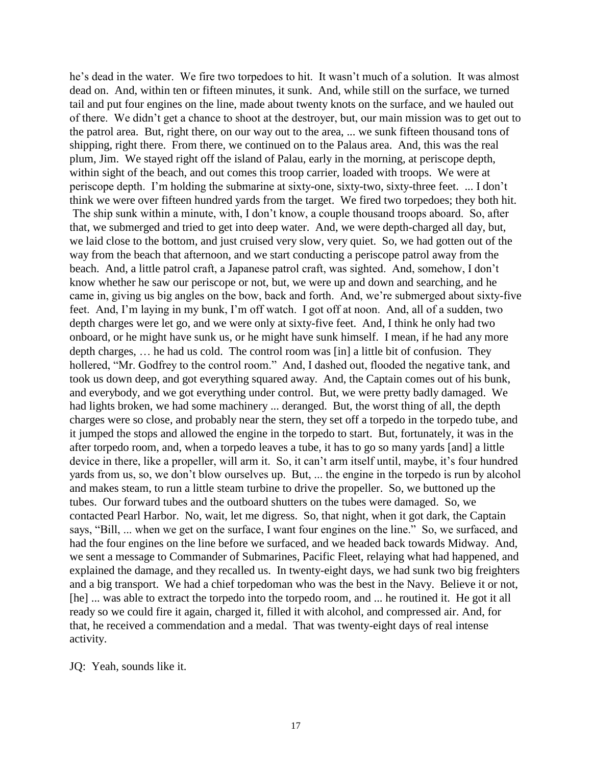he's dead in the water. We fire two torpedoes to hit. It wasn't much of a solution. It was almost dead on. And, within ten or fifteen minutes, it sunk. And, while still on the surface, we turned tail and put four engines on the line, made about twenty knots on the surface, and we hauled out of there. We didn't get a chance to shoot at the destroyer, but, our main mission was to get out to the patrol area. But, right there, on our way out to the area, ... we sunk fifteen thousand tons of shipping, right there. From there, we continued on to the Palaus area. And, this was the real plum, Jim. We stayed right off the island of Palau, early in the morning, at periscope depth, within sight of the beach, and out comes this troop carrier, loaded with troops. We were at periscope depth. I'm holding the submarine at sixty-one, sixty-two, sixty-three feet. ... I don't think we were over fifteen hundred yards from the target. We fired two torpedoes; they both hit. The ship sunk within a minute, with, I don't know, a couple thousand troops aboard. So, after that, we submerged and tried to get into deep water. And, we were depth-charged all day, but, we laid close to the bottom, and just cruised very slow, very quiet. So, we had gotten out of the way from the beach that afternoon, and we start conducting a periscope patrol away from the beach. And, a little patrol craft, a Japanese patrol craft, was sighted. And, somehow, I don't know whether he saw our periscope or not, but, we were up and down and searching, and he came in, giving us big angles on the bow, back and forth. And, we're submerged about sixty-five feet. And, I'm laying in my bunk, I'm off watch. I got off at noon. And, all of a sudden, two depth charges were let go, and we were only at sixty-five feet. And, I think he only had two onboard, or he might have sunk us, or he might have sunk himself. I mean, if he had any more depth charges, … he had us cold. The control room was [in] a little bit of confusion. They hollered, "Mr. Godfrey to the control room." And, I dashed out, flooded the negative tank, and took us down deep, and got everything squared away. And, the Captain comes out of his bunk, and everybody, and we got everything under control. But, we were pretty badly damaged. We had lights broken, we had some machinery ... deranged. But, the worst thing of all, the depth charges were so close, and probably near the stern, they set off a torpedo in the torpedo tube, and it jumped the stops and allowed the engine in the torpedo to start. But, fortunately, it was in the after torpedo room, and, when a torpedo leaves a tube, it has to go so many yards [and] a little device in there, like a propeller, will arm it. So, it can't arm itself until, maybe, it's four hundred yards from us, so, we don't blow ourselves up. But, ... the engine in the torpedo is run by alcohol and makes steam, to run a little steam turbine to drive the propeller. So, we buttoned up the tubes. Our forward tubes and the outboard shutters on the tubes were damaged. So, we contacted Pearl Harbor. No, wait, let me digress. So, that night, when it got dark, the Captain says, "Bill, ... when we get on the surface, I want four engines on the line." So, we surfaced, and had the four engines on the line before we surfaced, and we headed back towards Midway. And, we sent a message to Commander of Submarines, Pacific Fleet, relaying what had happened, and explained the damage, and they recalled us. In twenty-eight days, we had sunk two big freighters and a big transport. We had a chief torpedoman who was the best in the Navy. Believe it or not, [he] ... was able to extract the torpedo into the torpedo room, and ... he routined it. He got it all ready so we could fire it again, charged it, filled it with alcohol, and compressed air. And, for that, he received a commendation and a medal. That was twenty-eight days of real intense activity.

JQ: Yeah, sounds like it.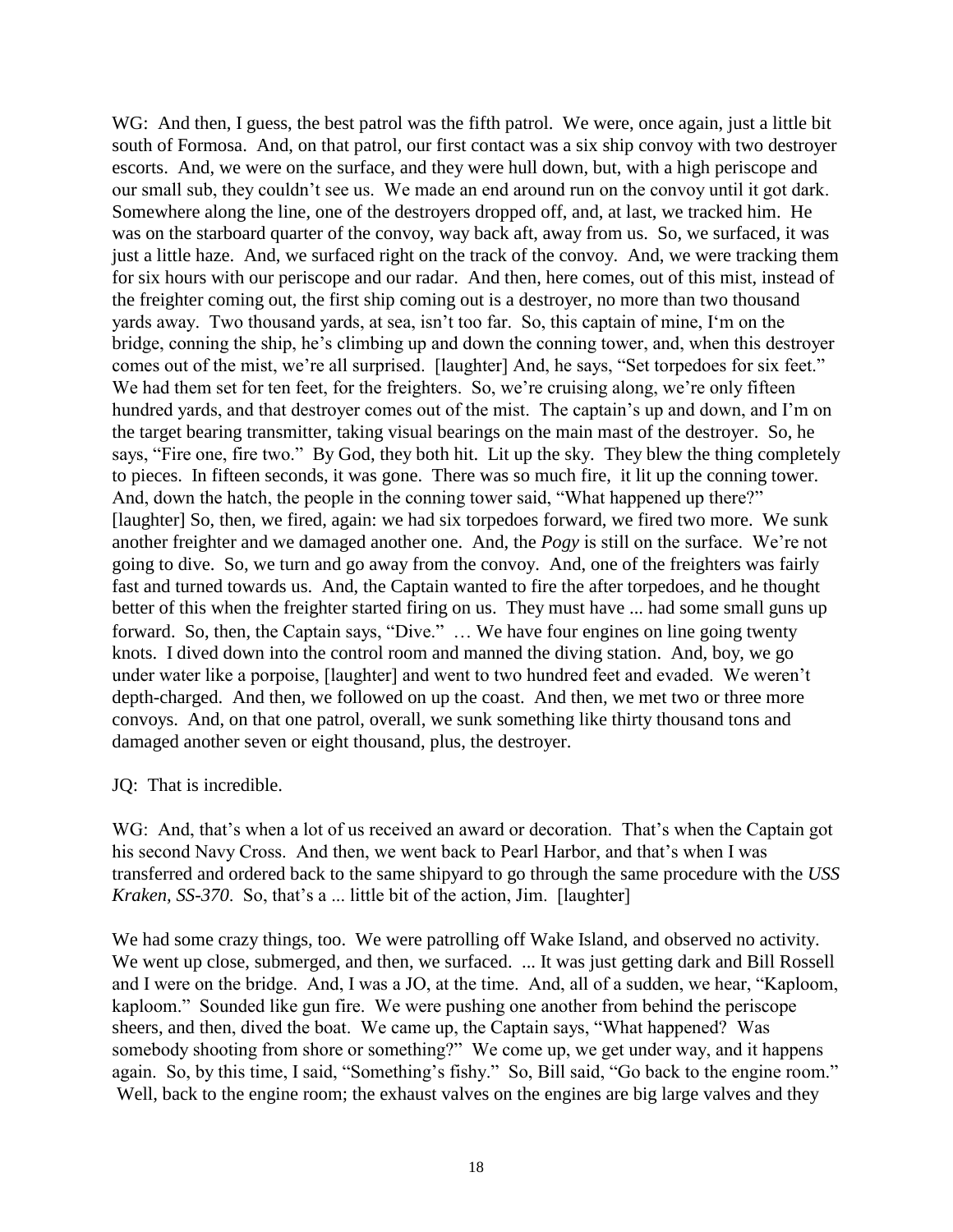WG: And then, I guess, the best patrol was the fifth patrol. We were, once again, just a little bit south of Formosa. And, on that patrol, our first contact was a six ship convoy with two destroyer escorts. And, we were on the surface, and they were hull down, but, with a high periscope and our small sub, they couldn't see us. We made an end around run on the convoy until it got dark. Somewhere along the line, one of the destroyers dropped off, and, at last, we tracked him. He was on the starboard quarter of the convoy, way back aft, away from us. So, we surfaced, it was just a little haze. And, we surfaced right on the track of the convoy. And, we were tracking them for six hours with our periscope and our radar. And then, here comes, out of this mist, instead of the freighter coming out, the first ship coming out is a destroyer, no more than two thousand yards away. Two thousand yards, at sea, isn't too far. So, this captain of mine, I'm on the bridge, conning the ship, he's climbing up and down the conning tower, and, when this destroyer comes out of the mist, we're all surprised. [laughter] And, he says, "Set torpedoes for six feet." We had them set for ten feet, for the freighters. So, we're cruising along, we're only fifteen hundred yards, and that destroyer comes out of the mist. The captain's up and down, and I'm on the target bearing transmitter, taking visual bearings on the main mast of the destroyer. So, he says, "Fire one, fire two." By God, they both hit. Lit up the sky. They blew the thing completely to pieces. In fifteen seconds, it was gone. There was so much fire, it lit up the conning tower. And, down the hatch, the people in the conning tower said, "What happened up there?" [laughter] So, then, we fired, again: we had six torpedoes forward, we fired two more. We sunk another freighter and we damaged another one. And, the *Pogy* is still on the surface. We're not going to dive. So, we turn and go away from the convoy. And, one of the freighters was fairly fast and turned towards us. And, the Captain wanted to fire the after torpedoes, and he thought better of this when the freighter started firing on us. They must have ... had some small guns up forward. So, then, the Captain says, "Dive." … We have four engines on line going twenty knots. I dived down into the control room and manned the diving station. And, boy, we go under water like a porpoise, [laughter] and went to two hundred feet and evaded. We weren't depth-charged. And then, we followed on up the coast. And then, we met two or three more convoys. And, on that one patrol, overall, we sunk something like thirty thousand tons and damaged another seven or eight thousand, plus, the destroyer.

JQ: That is incredible.

WG: And, that's when a lot of us received an award or decoration. That's when the Captain got his second Navy Cross. And then, we went back to Pearl Harbor, and that's when I was transferred and ordered back to the same shipyard to go through the same procedure with the *USS Kraken, SS-370*. So, that's a ... little bit of the action, Jim. [laughter]

We had some crazy things, too. We were patrolling off Wake Island, and observed no activity. We went up close, submerged, and then, we surfaced. ... It was just getting dark and Bill Rossell and I were on the bridge. And, I was a JO, at the time. And, all of a sudden, we hear, "Kaploom, kaploom." Sounded like gun fire. We were pushing one another from behind the periscope sheers, and then, dived the boat. We came up, the Captain says, "What happened? Was somebody shooting from shore or something?" We come up, we get under way, and it happens again. So, by this time, I said, "Something's fishy." So, Bill said, "Go back to the engine room." Well, back to the engine room; the exhaust valves on the engines are big large valves and they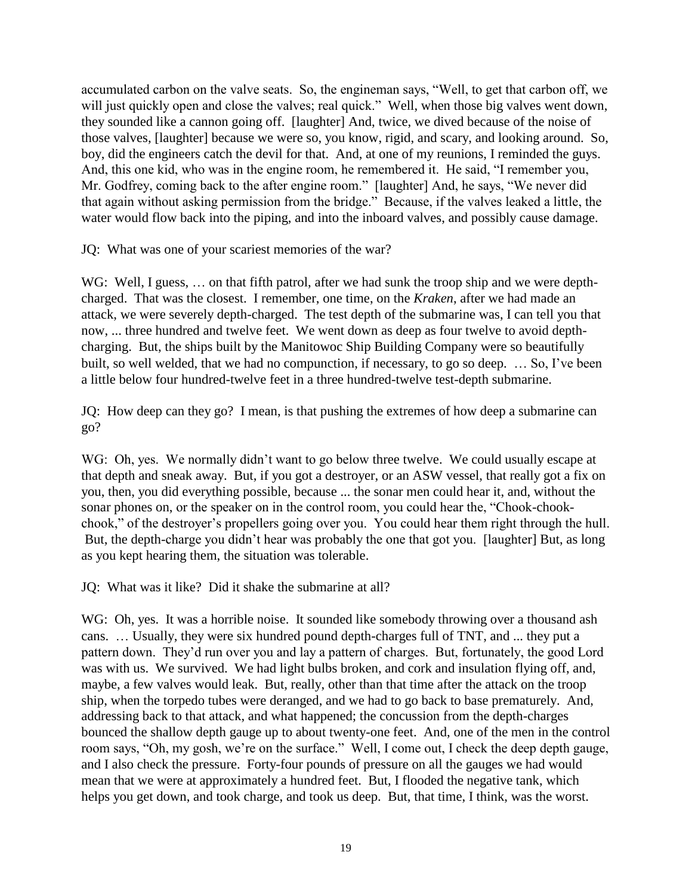accumulated carbon on the valve seats. So, the engineman says, "Well, to get that carbon off, we will just quickly open and close the valves; real quick." Well, when those big valves went down, they sounded like a cannon going off. [laughter] And, twice, we dived because of the noise of those valves, [laughter] because we were so, you know, rigid, and scary, and looking around. So, boy, did the engineers catch the devil for that. And, at one of my reunions, I reminded the guys. And, this one kid, who was in the engine room, he remembered it. He said, "I remember you, Mr. Godfrey, coming back to the after engine room." [laughter] And, he says, "We never did that again without asking permission from the bridge." Because, if the valves leaked a little, the water would flow back into the piping, and into the inboard valves, and possibly cause damage.

JQ: What was one of your scariest memories of the war?

WG: Well, I guess, … on that fifth patrol, after we had sunk the troop ship and we were depth-charged. That was the closest. I remember, one time, on the *Kraken*, after we had made an attack, we were severely depth-charged. The test depth of the submarine was, I can tell you that now, ... three hundred and twelve feet. We went down as deep as four twelve to avoid depth-charging. But, the ships built by the Manitowoc Ship Building Company were so beautifully built, so well welded, that we had no compunction, if necessary, to go so deep. … So, I've been a little below four hundred-twelve feet in a three hundred-twelve test-depth submarine.

JQ: How deep can they go? I mean, is that pushing the extremes of how deep a submarine can go?

WG: Oh, yes. We normally didn't want to go below three twelve. We could usually escape at that depth and sneak away. But, if you got a destroyer, or an ASW vessel, that really got a fix on you, then, you did everything possible, because ... the sonar men could hear it, and, without the sonar phones on, or the speaker on in the control room, you could hear the, "Chook-chook-chook," of the destroyer's propellers going over you. You could hear them right through the hull. But, the depth-charge you didn't hear was probably the one that got you. [laughter] But, as long as you kept hearing them, the situation was tolerable.

JQ: What was it like? Did it shake the submarine at all?

WG: Oh, yes. It was a horrible noise. It sounded like somebody throwing over a thousand ash cans. … Usually, they were six hundred pound depth-charges full of TNT, and ... they put a pattern down. They'd run over you and lay a pattern of charges. But, fortunately, the good Lord was with us. We survived. We had light bulbs broken, and cork and insulation flying off, and, maybe, a few valves would leak. But, really, other than that time after the attack on the troop ship, when the torpedo tubes were deranged, and we had to go back to base prematurely. And, addressing back to that attack, and what happened; the concussion from the depth-charges bounced the shallow depth gauge up to about twenty-one feet. And, one of the men in the control room says, "Oh, my gosh, we're on the surface." Well, I come out, I check the deep depth gauge, and I also check the pressure. Forty-four pounds of pressure on all the gauges we had would mean that we were at approximately a hundred feet. But, I flooded the negative tank, which helps you get down, and took charge, and took us deep. But, that time, I think, was the worst.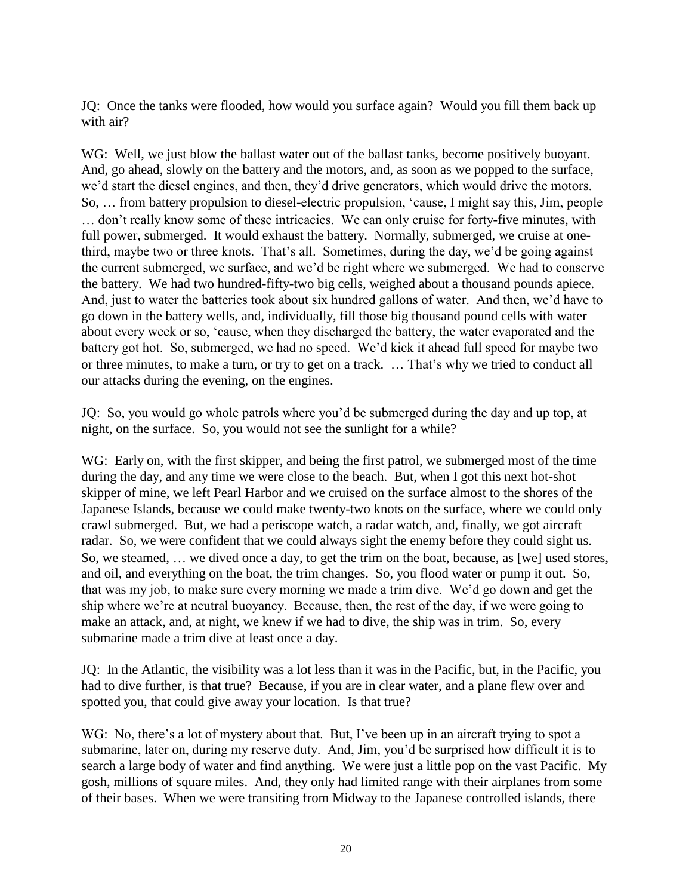JQ: Once the tanks were flooded, how would you surface again? Would you fill them back up with air?

WG: Well, we just blow the ballast water out of the ballast tanks, become positively buoyant. And, go ahead, slowly on the battery and the motors, and, as soon as we popped to the surface, we'd start the diesel engines, and then, they'd drive generators, which would drive the motors. So, … from battery propulsion to diesel-electric propulsion, 'cause, I might say this, Jim, people … don't really know some of these intricacies. We can only cruise for forty-five minutes, with full power, submerged. It would exhaust the battery. Normally, submerged, we cruise at one-third, maybe two or three knots. That's all. Sometimes, during the day, we'd be going against the current submerged, we surface, and we'd be right where we submerged. We had to conserve the battery. We had two hundred-fifty-two big cells, weighed about a thousand pounds apiece. And, just to water the batteries took about six hundred gallons of water. And then, we'd have to go down in the battery wells, and, individually, fill those big thousand pound cells with water about every week or so, 'cause, when they discharged the battery, the water evaporated and the battery got hot. So, submerged, we had no speed. We'd kick it ahead full speed for maybe two or three minutes, to make a turn, or try to get on a track. … That's why we tried to conduct all our attacks during the evening, on the engines.

JQ: So, you would go whole patrols where you'd be submerged during the day and up top, at night, on the surface. So, you would not see the sunlight for a while?

WG: Early on, with the first skipper, and being the first patrol, we submerged most of the time during the day, and any time we were close to the beach. But, when I got this next hot-shot skipper of mine, we left Pearl Harbor and we cruised on the surface almost to the shores of the Japanese Islands, because we could make twenty-two knots on the surface, where we could only crawl submerged. But, we had a periscope watch, a radar watch, and, finally, we got aircraft radar. So, we were confident that we could always sight the enemy before they could sight us. So, we steamed, … we dived once a day, to get the trim on the boat, because, as [we] used stores, and oil, and everything on the boat, the trim changes. So, you flood water or pump it out. So, that was my job, to make sure every morning we made a trim dive. We'd go down and get the ship where we're at neutral buoyancy. Because, then, the rest of the day, if we were going to make an attack, and, at night, we knew if we had to dive, the ship was in trim. So, every submarine made a trim dive at least once a day.

JQ: In the Atlantic, the visibility was a lot less than it was in the Pacific, but, in the Pacific, you had to dive further, is that true? Because, if you are in clear water, and a plane flew over and spotted you, that could give away your location. Is that true?

WG: No, there's a lot of mystery about that. But, I've been up in an aircraft trying to spot a submarine, later on, during my reserve duty. And, Jim, you'd be surprised how difficult it is to search a large body of water and find anything. We were just a little pop on the vast Pacific. My gosh, millions of square miles. And, they only had limited range with their airplanes from some of their bases. When we were transiting from Midway to the Japanese controlled islands, there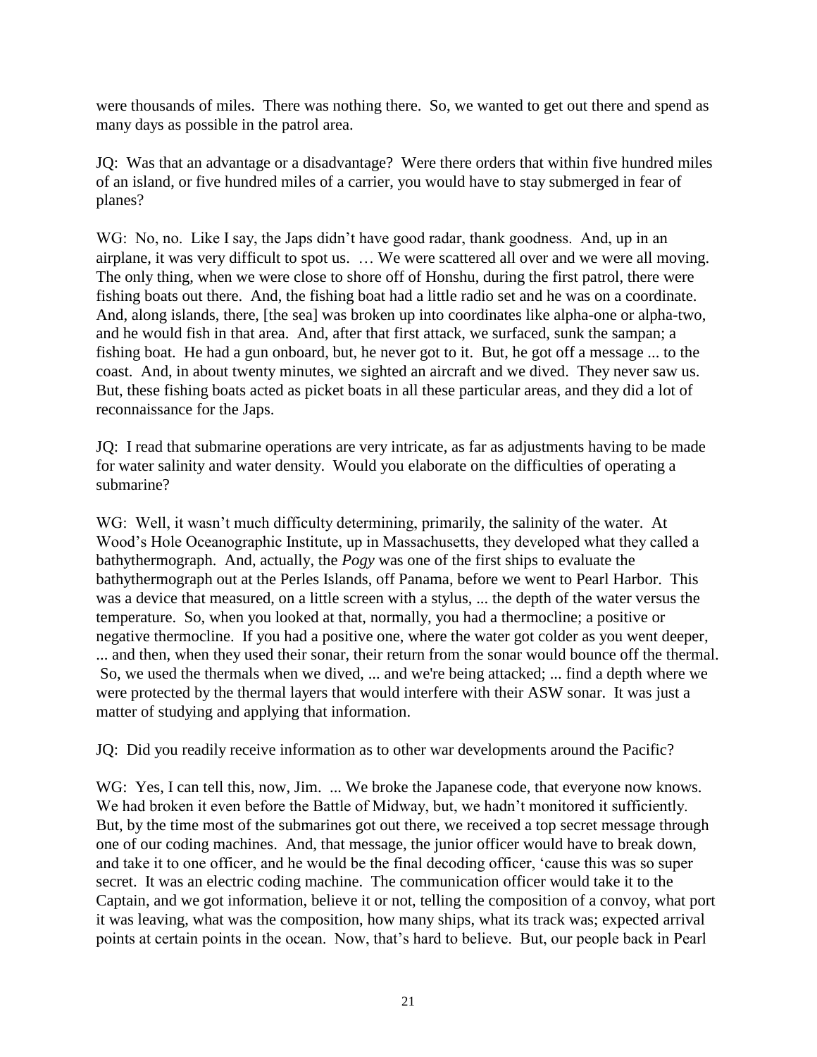were thousands of miles. There was nothing there. So, we wanted to get out there and spend as many days as possible in the patrol area.

JQ: Was that an advantage or a disadvantage? Were there orders that within five hundred miles of an island, or five hundred miles of a carrier, you would have to stay submerged in fear of planes?

WG: No, no. Like I say, the Japs didn't have good radar, thank goodness. And, up in an airplane, it was very difficult to spot us. … We were scattered all over and we were all moving. The only thing, when we were close to shore off of Honshu, during the first patrol, there were fishing boats out there. And, the fishing boat had a little radio set and he was on a coordinate. And, along islands, there, [the sea] was broken up into coordinates like alpha-one or alpha-two, and he would fish in that area. And, after that first attack, we surfaced, sunk the sampan; a fishing boat. He had a gun onboard, but, he never got to it. But, he got off a message ... to the coast. And, in about twenty minutes, we sighted an aircraft and we dived. They never saw us. But, these fishing boats acted as picket boats in all these particular areas, and they did a lot of reconnaissance for the Japs.

JQ: I read that submarine operations are very intricate, as far as adjustments having to be made for water salinity and water density. Would you elaborate on the difficulties of operating a submarine?

WG: Well, it wasn't much difficulty determining, primarily, the salinity of the water. At Wood's Hole Oceanographic Institute, up in Massachusetts, they developed what they called a bathythermograph. And, actually, the *Pogy* was one of the first ships to evaluate the bathythermograph out at the Perles Islands, off Panama, before we went to Pearl Harbor. This was a device that measured, on a little screen with a stylus, ... the depth of the water versus the temperature. So, when you looked at that, normally, you had a thermocline; a positive or negative thermocline. If you had a positive one, where the water got colder as you went deeper, ... and then, when they used their sonar, their return from the sonar would bounce off the thermal. So, we used the thermals when we dived, ... and we're being attacked; ... find a depth where we were protected by the thermal layers that would interfere with their ASW sonar. It was just a matter of studying and applying that information.

JQ: Did you readily receive information as to other war developments around the Pacific?

WG: Yes, I can tell this, now, Jim. ... We broke the Japanese code, that everyone now knows. We had broken it even before the Battle of Midway, but, we hadn't monitored it sufficiently. But, by the time most of the submarines got out there, we received a top secret message through one of our coding machines. And, that message, the junior officer would have to break down, and take it to one officer, and he would be the final decoding officer, 'cause this was so super secret. It was an electric coding machine. The communication officer would take it to the Captain, and we got information, believe it or not, telling the composition of a convoy, what port it was leaving, what was the composition, how many ships, what its track was; expected arrival points at certain points in the ocean. Now, that's hard to believe. But, our people back in Pearl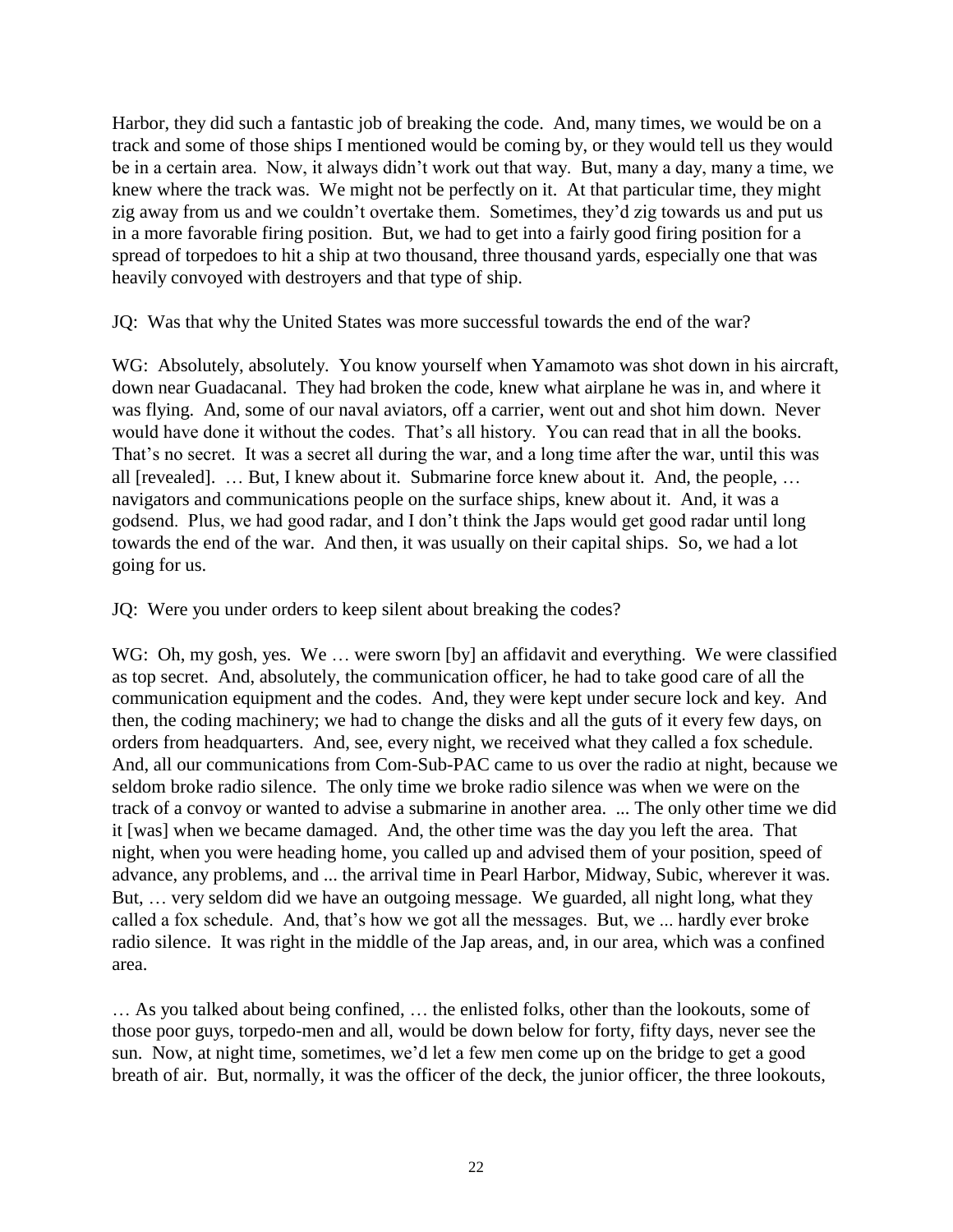Harbor, they did such a fantastic job of breaking the code. And, many times, we would be on a track and some of those ships I mentioned would be coming by, or they would tell us they would be in a certain area. Now, it always didn't work out that way. But, many a day, many a time, we knew where the track was. We might not be perfectly on it. At that particular time, they might zig away from us and we couldn't overtake them. Sometimes, they'd zig towards us and put us in a more favorable firing position. But, we had to get into a fairly good firing position for a spread of torpedoes to hit a ship at two thousand, three thousand yards, especially one that was heavily convoyed with destroyers and that type of ship.

JQ: Was that why the United States was more successful towards the end of the war?

WG: Absolutely, absolutely. You know yourself when Yamamoto was shot down in his aircraft, down near Guadacanal. They had broken the code, knew what airplane he was in, and where it was flying. And, some of our naval aviators, off a carrier, went out and shot him down. Never would have done it without the codes. That's all history. You can read that in all the books. That's no secret. It was a secret all during the war, and a long time after the war, until this was all [revealed]. … But, I knew about it. Submarine force knew about it. And, the people, … navigators and communications people on the surface ships, knew about it. And, it was a godsend. Plus, we had good radar, and I don't think the Japs would get good radar until long towards the end of the war. And then, it was usually on their capital ships. So, we had a lot going for us.

JQ: Were you under orders to keep silent about breaking the codes?

WG: Oh, my gosh, yes. We … were sworn [by] an affidavit and everything. We were classified as top secret. And, absolutely, the communication officer, he had to take good care of all the communication equipment and the codes. And, they were kept under secure lock and key. And then, the coding machinery; we had to change the disks and all the guts of it every few days, on orders from headquarters. And, see, every night, we received what they called a fox schedule. And, all our communications from Com-Sub-PAC came to us over the radio at night, because we seldom broke radio silence. The only time we broke radio silence was when we were on the track of a convoy or wanted to advise a submarine in another area. ... The only other time we did it [was] when we became damaged. And, the other time was the day you left the area. That night, when you were heading home, you called up and advised them of your position, speed of advance, any problems, and ... the arrival time in Pearl Harbor, Midway, Subic, wherever it was. But, … very seldom did we have an outgoing message. We guarded, all night long, what they called a fox schedule. And, that's how we got all the messages. But, we ... hardly ever broke radio silence. It was right in the middle of the Jap areas, and, in our area, which was a confined area.

… As you talked about being confined, … the enlisted folks, other than the lookouts, some of those poor guys, torpedo-men and all, would be down below for forty, fifty days, never see the sun. Now, at night time, sometimes, we'd let a few men come up on the bridge to get a good breath of air. But, normally, it was the officer of the deck, the junior officer, the three lookouts,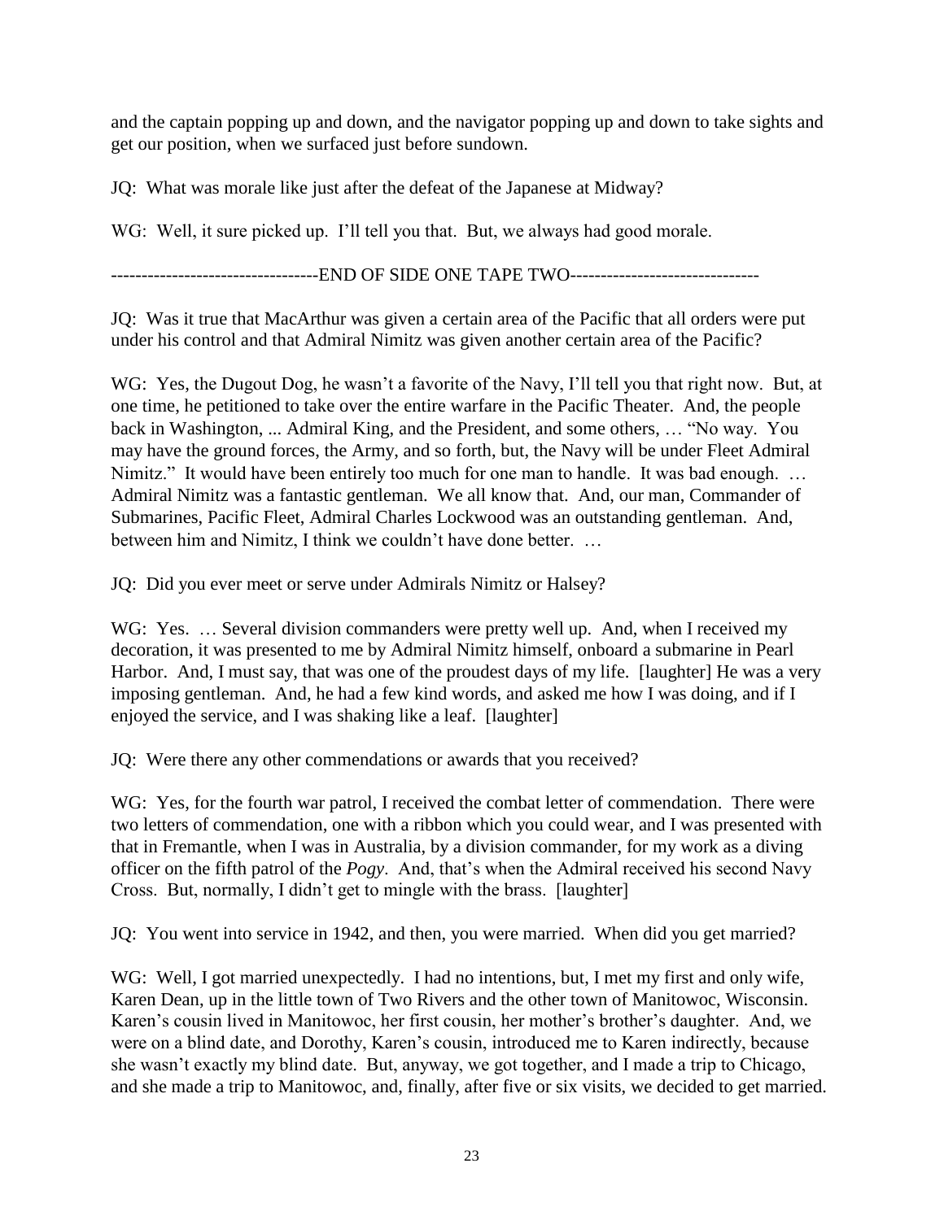and the captain popping up and down, and the navigator popping up and down to take sights and get our position, when we surfaced just before sundown.

JQ: What was morale like just after the defeat of the Japanese at Midway?

WG: Well, it sure picked up. I'll tell you that. But, we always had good morale.

----------------------------------END OF SIDE ONE TAPE TWO-------------------------------

JQ: Was it true that MacArthur was given a certain area of the Pacific that all orders were put under his control and that Admiral Nimitz was given another certain area of the Pacific?

WG: Yes, the Dugout Dog, he wasn't a favorite of the Navy, I'll tell you that right now. But, at one time, he petitioned to take over the entire warfare in the Pacific Theater. And, the people back in Washington, ... Admiral King, and the President, and some others, … "No way. You may have the ground forces, the Army, and so forth, but, the Navy will be under Fleet Admiral Nimitz." It would have been entirely too much for one man to handle. It was bad enough. … Admiral Nimitz was a fantastic gentleman. We all know that. And, our man, Commander of Submarines, Pacific Fleet, Admiral Charles Lockwood was an outstanding gentleman. And, between him and Nimitz, I think we couldn't have done better. …

JQ: Did you ever meet or serve under Admirals Nimitz or Halsey?

WG: Yes. … Several division commanders were pretty well up. And, when I received my decoration, it was presented to me by Admiral Nimitz himself, onboard a submarine in Pearl Harbor. And, I must say, that was one of the proudest days of my life. [laughter] He was a very imposing gentleman. And, he had a few kind words, and asked me how I was doing, and if I enjoyed the service, and I was shaking like a leaf. [laughter]

JQ: Were there any other commendations or awards that you received?

WG: Yes, for the fourth war patrol, I received the combat letter of commendation. There were two letters of commendation, one with a ribbon which you could wear, and I was presented with that in Fremantle, when I was in Australia, by a division commander, for my work as a diving officer on the fifth patrol of the *Pogy*. And, that's when the Admiral received his second Navy Cross. But, normally, I didn't get to mingle with the brass. [laughter]

JQ: You went into service in 1942, and then, you were married. When did you get married?

WG: Well, I got married unexpectedly. I had no intentions, but, I met my first and only wife, Karen Dean, up in the little town of Two Rivers and the other town of Manitowoc, Wisconsin. Karen's cousin lived in Manitowoc, her first cousin, her mother's brother's daughter. And, we were on a blind date, and Dorothy, Karen's cousin, introduced me to Karen indirectly, because she wasn't exactly my blind date. But, anyway, we got together, and I made a trip to Chicago, and she made a trip to Manitowoc, and, finally, after five or six visits, we decided to get married.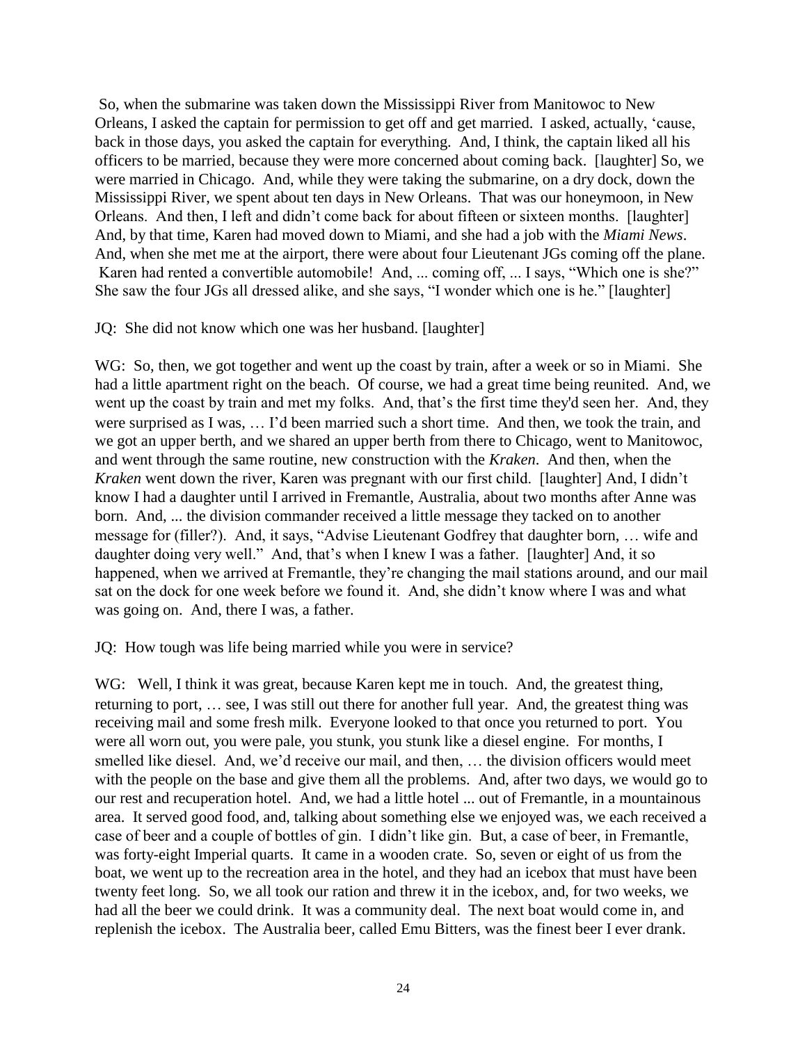So, when the submarine was taken down the Mississippi River from Manitowoc to New Orleans, I asked the captain for permission to get off and get married. I asked, actually, 'cause, back in those days, you asked the captain for everything. And, I think, the captain liked all his officers to be married, because they were more concerned about coming back. [laughter] So, we were married in Chicago. And, while they were taking the submarine, on a dry dock, down the Mississippi River, we spent about ten days in New Orleans. That was our honeymoon, in New Orleans. And then, I left and didn't come back for about fifteen or sixteen months. [laughter] And, by that time, Karen had moved down to Miami, and she had a job with the *Miami News*. And, when she met me at the airport, there were about four Lieutenant JGs coming off the plane. Karen had rented a convertible automobile! And, ... coming off, ... I says, "Which one is she?" She saw the four JGs all dressed alike, and she says, "I wonder which one is he." [laughter]

JQ: She did not know which one was her husband. [laughter]

WG: So, then, we got together and went up the coast by train, after a week or so in Miami. She had a little apartment right on the beach. Of course, we had a great time being reunited. And, we went up the coast by train and met my folks. And, that's the first time they'd seen her. And, they were surprised as I was, … I'd been married such a short time. And then, we took the train, and we got an upper berth, and we shared an upper berth from there to Chicago, went to Manitowoc, and went through the same routine, new construction with the *Kraken*. And then, when the *Kraken* went down the river, Karen was pregnant with our first child. [laughter] And, I didn't know I had a daughter until I arrived in Fremantle, Australia, about two months after Anne was born. And, ... the division commander received a little message they tacked on to another message for (filler?). And, it says, "Advise Lieutenant Godfrey that daughter born, … wife and daughter doing very well." And, that's when I knew I was a father. [laughter] And, it so happened, when we arrived at Fremantle, they're changing the mail stations around, and our mail sat on the dock for one week before we found it. And, she didn't know where I was and what was going on. And, there I was, a father.

JQ: How tough was life being married while you were in service?

WG: Well, I think it was great, because Karen kept me in touch. And, the greatest thing, returning to port, … see, I was still out there for another full year. And, the greatest thing was receiving mail and some fresh milk. Everyone looked to that once you returned to port. You were all worn out, you were pale, you stunk, you stunk like a diesel engine. For months, I smelled like diesel. And, we'd receive our mail, and then, … the division officers would meet with the people on the base and give them all the problems. And, after two days, we would go to our rest and recuperation hotel. And, we had a little hotel ... out of Fremantle, in a mountainous area. It served good food, and, talking about something else we enjoyed was, we each received a case of beer and a couple of bottles of gin. I didn't like gin. But, a case of beer, in Fremantle, was forty-eight Imperial quarts. It came in a wooden crate. So, seven or eight of us from the boat, we went up to the recreation area in the hotel, and they had an icebox that must have been twenty feet long. So, we all took our ration and threw it in the icebox, and, for two weeks, we had all the beer we could drink. It was a community deal. The next boat would come in, and replenish the icebox. The Australia beer, called Emu Bitters, was the finest beer I ever drank.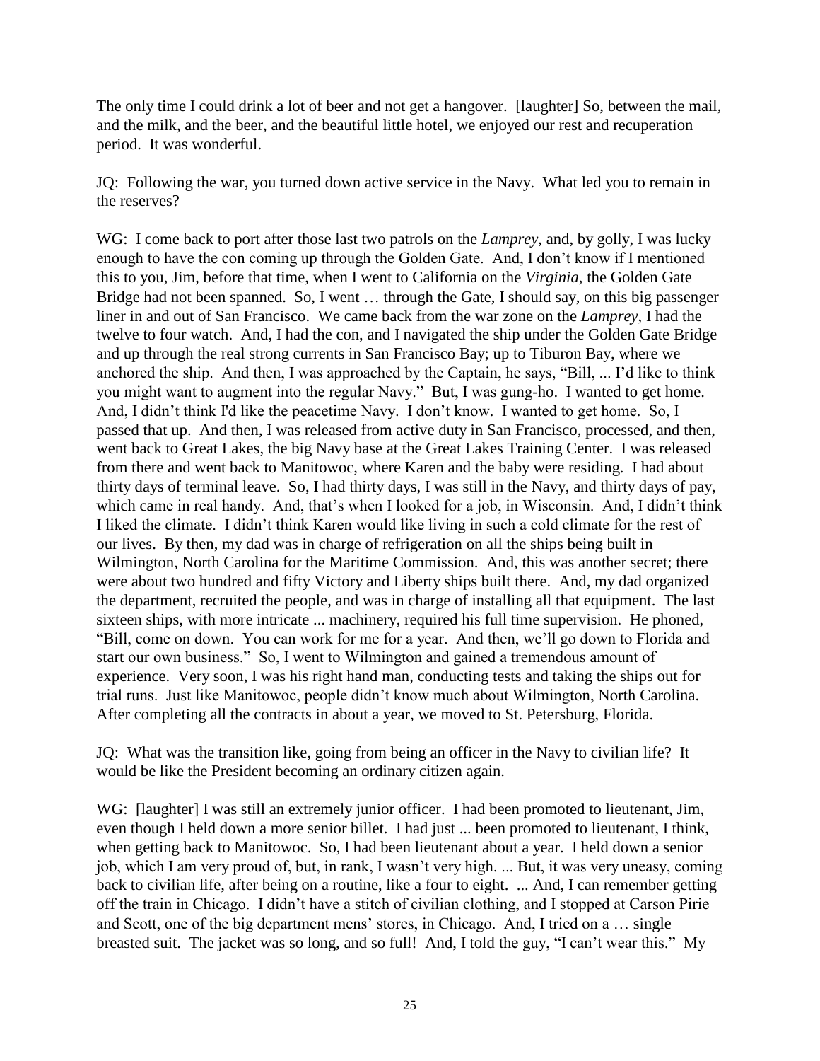The only time I could drink a lot of beer and not get a hangover. [laughter] So, between the mail, and the milk, and the beer, and the beautiful little hotel, we enjoyed our rest and recuperation period. It was wonderful.

JQ: Following the war, you turned down active service in the Navy. What led you to remain in the reserves?

WG: I come back to port after those last two patrols on the *Lamprey*, and, by golly, I was lucky enough to have the con coming up through the Golden Gate. And, I don't know if I mentioned this to you, Jim, before that time, when I went to California on the *Virginia*, the Golden Gate Bridge had not been spanned. So, I went … through the Gate, I should say, on this big passenger liner in and out of San Francisco. We came back from the war zone on the *Lamprey*, I had the twelve to four watch. And, I had the con, and I navigated the ship under the Golden Gate Bridge and up through the real strong currents in San Francisco Bay; up to Tiburon Bay, where we anchored the ship. And then, I was approached by the Captain, he says, "Bill, ... I'd like to think you might want to augment into the regular Navy." But, I was gung-ho. I wanted to get home. And, I didn't think I'd like the peacetime Navy. I don't know. I wanted to get home. So, I passed that up. And then, I was released from active duty in San Francisco, processed, and then, went back to Great Lakes, the big Navy base at the Great Lakes Training Center. I was released from there and went back to Manitowoc, where Karen and the baby were residing. I had about thirty days of terminal leave. So, I had thirty days, I was still in the Navy, and thirty days of pay, which came in real handy. And, that's when I looked for a job, in Wisconsin. And, I didn't think I liked the climate. I didn't think Karen would like living in such a cold climate for the rest of our lives. By then, my dad was in charge of refrigeration on all the ships being built in Wilmington, North Carolina for the Maritime Commission. And, this was another secret; there were about two hundred and fifty Victory and Liberty ships built there. And, my dad organized the department, recruited the people, and was in charge of installing all that equipment. The last sixteen ships, with more intricate ... machinery, required his full time supervision. He phoned, "Bill, come on down. You can work for me for a year. And then, we'll go down to Florida and start our own business." So, I went to Wilmington and gained a tremendous amount of experience. Very soon, I was his right hand man, conducting tests and taking the ships out for trial runs. Just like Manitowoc, people didn't know much about Wilmington, North Carolina. After completing all the contracts in about a year, we moved to St. Petersburg, Florida.

JQ: What was the transition like, going from being an officer in the Navy to civilian life? It would be like the President becoming an ordinary citizen again.

WG: [laughter] I was still an extremely junior officer. I had been promoted to lieutenant, Jim, even though I held down a more senior billet. I had just ... been promoted to lieutenant, I think, when getting back to Manitowoc. So, I had been lieutenant about a year. I held down a senior job, which I am very proud of, but, in rank, I wasn't very high. ... But, it was very uneasy, coming back to civilian life, after being on a routine, like a four to eight. ... And, I can remember getting off the train in Chicago. I didn't have a stitch of civilian clothing, and I stopped at Carson Pirie and Scott, one of the big department mens' stores, in Chicago. And, I tried on a … single breasted suit. The jacket was so long, and so full! And, I told the guy, "I can't wear this." My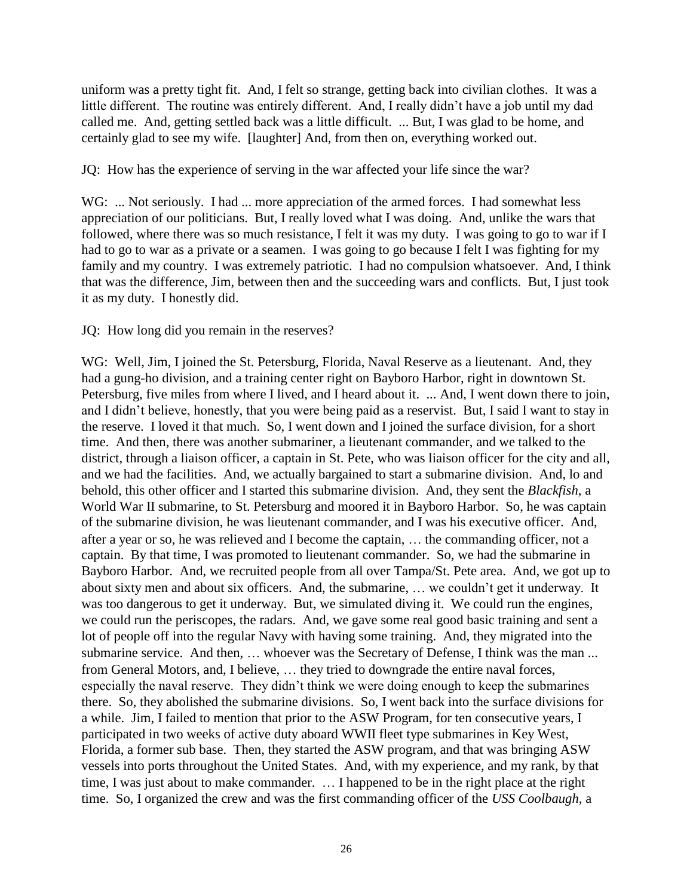uniform was a pretty tight fit. And, I felt so strange, getting back into civilian clothes. It was a little different. The routine was entirely different. And, I really didn't have a job until my dad called me. And, getting settled back was a little difficult. ... But, I was glad to be home, and certainly glad to see my wife. [laughter] And, from then on, everything worked out.

JQ: How has the experience of serving in the war affected your life since the war?

WG: ... Not seriously. I had ... more appreciation of the armed forces. I had somewhat less appreciation of our politicians. But, I really loved what I was doing. And, unlike the wars that followed, where there was so much resistance, I felt it was my duty. I was going to go to war if I had to go to war as a private or a seamen. I was going to go because I felt I was fighting for my family and my country. I was extremely patriotic. I had no compulsion whatsoever. And, I think that was the difference, Jim, between then and the succeeding wars and conflicts. But, I just took it as my duty. I honestly did.

JQ: How long did you remain in the reserves?

WG: Well, Jim, I joined the St. Petersburg, Florida, Naval Reserve as a lieutenant. And, they had a gung-ho division, and a training center right on Bayboro Harbor, right in downtown St. Petersburg, five miles from where I lived, and I heard about it. ... And, I went down there to join, and I didn't believe, honestly, that you were being paid as a reservist. But, I said I want to stay in the reserve. I loved it that much. So, I went down and I joined the surface division, for a short time. And then, there was another submariner, a lieutenant commander, and we talked to the district, through a liaison officer, a captain in St. Pete, who was liaison officer for the city and all, and we had the facilities. And, we actually bargained to start a submarine division. And, lo and behold, this other officer and I started this submarine division. And, they sent the *Blackfish*, a World War II submarine, to St. Petersburg and moored it in Bayboro Harbor. So, he was captain of the submarine division, he was lieutenant commander, and I was his executive officer. And, after a year or so, he was relieved and I become the captain, … the commanding officer, not a captain. By that time, I was promoted to lieutenant commander. So, we had the submarine in Bayboro Harbor. And, we recruited people from all over Tampa/St. Pete area. And, we got up to about sixty men and about six officers. And, the submarine, … we couldn't get it underway. It was too dangerous to get it underway. But, we simulated diving it. We could run the engines, we could run the periscopes, the radars. And, we gave some real good basic training and sent a lot of people off into the regular Navy with having some training. And, they migrated into the submarine service. And then, … whoever was the Secretary of Defense, I think was the man ... from General Motors, and, I believe, … they tried to downgrade the entire naval forces, especially the naval reserve. They didn't think we were doing enough to keep the submarines there. So, they abolished the submarine divisions. So, I went back into the surface divisions for a while. Jim, I failed to mention that prior to the ASW Program, for ten consecutive years, I participated in two weeks of active duty aboard WWII fleet type submarines in Key West, Florida, a former sub base. Then, they started the ASW program, and that was bringing ASW vessels into ports throughout the United States. And, with my experience, and my rank, by that time, I was just about to make commander. … I happened to be in the right place at the right time. So, I organized the crew and was the first commanding officer of the *USS Coolbaugh*, a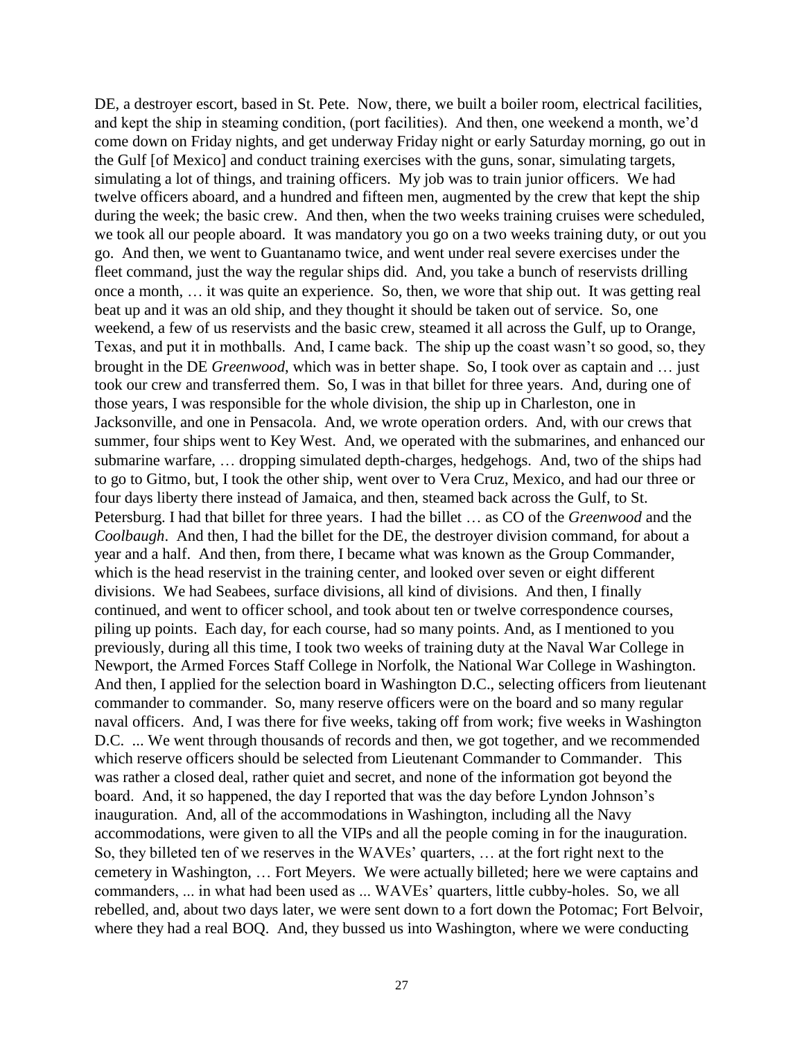DE, a destroyer escort, based in St. Pete. Now, there, we built a boiler room, electrical facilities, and kept the ship in steaming condition, (port facilities). And then, one weekend a month, we'd come down on Friday nights, and get underway Friday night or early Saturday morning, go out in the Gulf [of Mexico] and conduct training exercises with the guns, sonar, simulating targets, simulating a lot of things, and training officers. My job was to train junior officers. We had twelve officers aboard, and a hundred and fifteen men, augmented by the crew that kept the ship during the week; the basic crew. And then, when the two weeks training cruises were scheduled, we took all our people aboard. It was mandatory you go on a two weeks training duty, or out you go. And then, we went to Guantanamo twice, and went under real severe exercises under the fleet command, just the way the regular ships did. And, you take a bunch of reservists drilling once a month, … it was quite an experience. So, then, we wore that ship out. It was getting real beat up and it was an old ship, and they thought it should be taken out of service. So, one weekend, a few of us reservists and the basic crew, steamed it all across the Gulf, up to Orange, Texas, and put it in mothballs. And, I came back. The ship up the coast wasn't so good, so, they brought in the DE *Greenwood*, which was in better shape. So, I took over as captain and … just took our crew and transferred them. So, I was in that billet for three years. And, during one of those years, I was responsible for the whole division, the ship up in Charleston, one in Jacksonville, and one in Pensacola. And, we wrote operation orders. And, with our crews that summer, four ships went to Key West. And, we operated with the submarines, and enhanced our submarine warfare, … dropping simulated depth-charges, hedgehogs. And, two of the ships had to go to Gitmo, but, I took the other ship, went over to Vera Cruz, Mexico, and had our three or four days liberty there instead of Jamaica, and then, steamed back across the Gulf, to St. Petersburg. I had that billet for three years. I had the billet … as CO of the *Greenwood* and the *Coolbaugh*. And then, I had the billet for the DE, the destroyer division command, for about a year and a half. And then, from there, I became what was known as the Group Commander, which is the head reservist in the training center, and looked over seven or eight different divisions. We had Seabees, surface divisions, all kind of divisions. And then, I finally continued, and went to officer school, and took about ten or twelve correspondence courses, piling up points. Each day, for each course, had so many points. And, as I mentioned to you previously, during all this time, I took two weeks of training duty at the Naval War College in Newport, the Armed Forces Staff College in Norfolk, the National War College in Washington. And then, I applied for the selection board in Washington D.C., selecting officers from lieutenant commander to commander. So, many reserve officers were on the board and so many regular naval officers. And, I was there for five weeks, taking off from work; five weeks in Washington D.C. ... We went through thousands of records and then, we got together, and we recommended which reserve officers should be selected from Lieutenant Commander to Commander. This was rather a closed deal, rather quiet and secret, and none of the information got beyond the board. And, it so happened, the day I reported that was the day before Lyndon Johnson's inauguration. And, all of the accommodations in Washington, including all the Navy accommodations, were given to all the VIPs and all the people coming in for the inauguration. So, they billeted ten of we reserves in the WAVEs' quarters, … at the fort right next to the cemetery in Washington, … Fort Meyers. We were actually billeted; here we were captains and commanders, ... in what had been used as ... WAVEs' quarters, little cubby-holes. So, we all rebelled, and, about two days later, we were sent down to a fort down the Potomac; Fort Belvoir, where they had a real BOQ. And, they bussed us into Washington, where we were conducting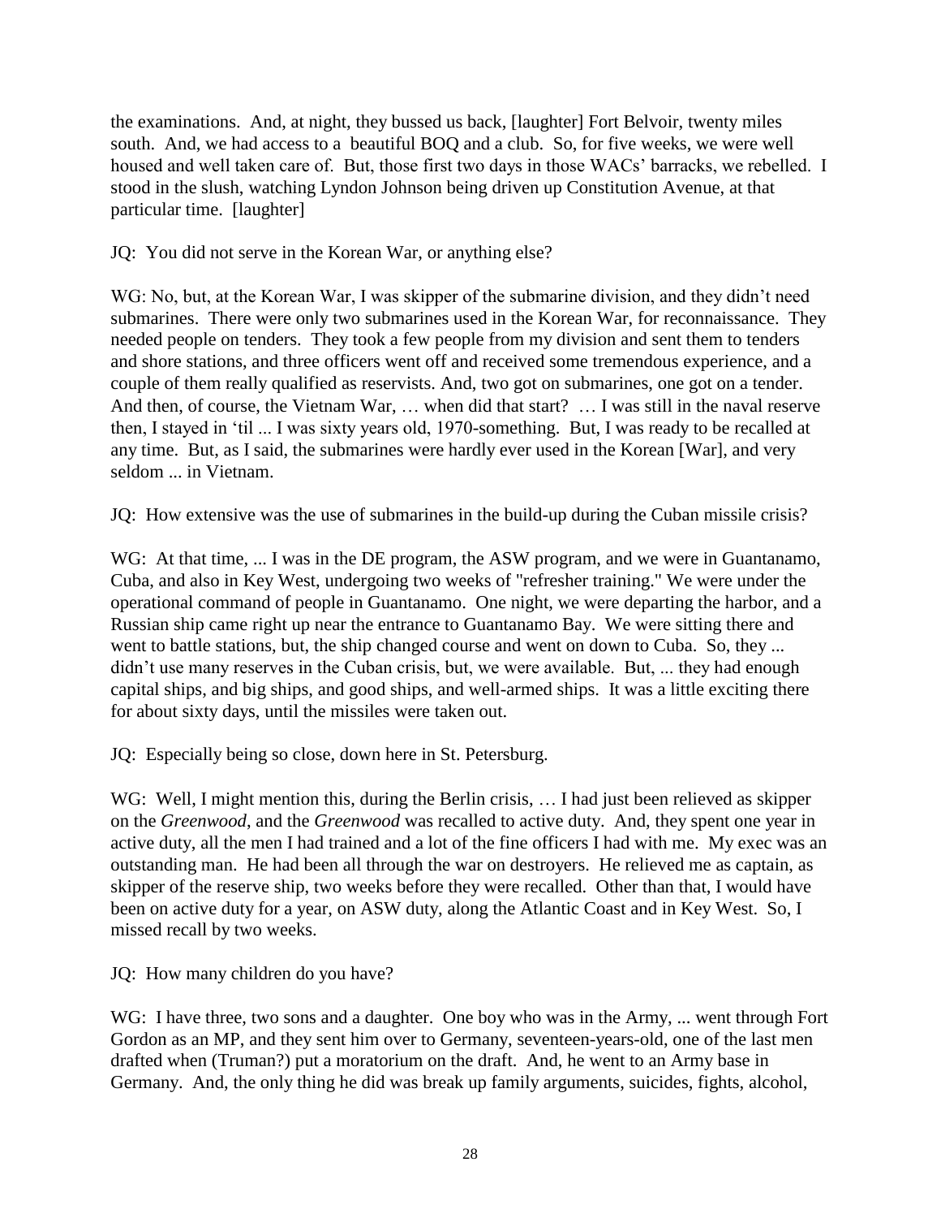the examinations. And, at night, they bussed us back, [laughter] Fort Belvoir, twenty miles south. And, we had access to a beautiful BOQ and a club. So, for five weeks, we were well housed and well taken care of. But, those first two days in those WACs' barracks, we rebelled. I stood in the slush, watching Lyndon Johnson being driven up Constitution Avenue, at that particular time. [laughter]

JQ: You did not serve in the Korean War, or anything else?

WG: No, but, at the Korean War, I was skipper of the submarine division, and they didn't need submarines. There were only two submarines used in the Korean War, for reconnaissance. They needed people on tenders. They took a few people from my division and sent them to tenders and shore stations, and three officers went off and received some tremendous experience, and a couple of them really qualified as reservists. And, two got on submarines, one got on a tender. And then, of course, the Vietnam War, … when did that start? … I was still in the naval reserve then, I stayed in 'til ... I was sixty years old, 1970-something. But, I was ready to be recalled at any time. But, as I said, the submarines were hardly ever used in the Korean [War], and very seldom ... in Vietnam.

JQ: How extensive was the use of submarines in the build-up during the Cuban missile crisis?

WG: At that time, ... I was in the DE program, the ASW program, and we were in Guantanamo, Cuba, and also in Key West, undergoing two weeks of "refresher training." We were under the operational command of people in Guantanamo. One night, we were departing the harbor, and a Russian ship came right up near the entrance to Guantanamo Bay. We were sitting there and went to battle stations, but, the ship changed course and went on down to Cuba. So, they ... didn't use many reserves in the Cuban crisis, but, we were available. But, ... they had enough capital ships, and big ships, and good ships, and well-armed ships. It was a little exciting there for about sixty days, until the missiles were taken out.

JQ: Especially being so close, down here in St. Petersburg.

WG: Well, I might mention this, during the Berlin crisis, … I had just been relieved as skipper on the *Greenwood*, and the *Greenwood* was recalled to active duty. And, they spent one year in active duty, all the men I had trained and a lot of the fine officers I had with me. My exec was an outstanding man. He had been all through the war on destroyers. He relieved me as captain, as skipper of the reserve ship, two weeks before they were recalled. Other than that, I would have been on active duty for a year, on ASW duty, along the Atlantic Coast and in Key West. So, I missed recall by two weeks.

JQ: How many children do you have?

WG: I have three, two sons and a daughter. One boy who was in the Army, ... went through Fort Gordon as an MP, and they sent him over to Germany, seventeen-years-old, one of the last men drafted when (Truman?) put a moratorium on the draft. And, he went to an Army base in Germany. And, the only thing he did was break up family arguments, suicides, fights, alcohol,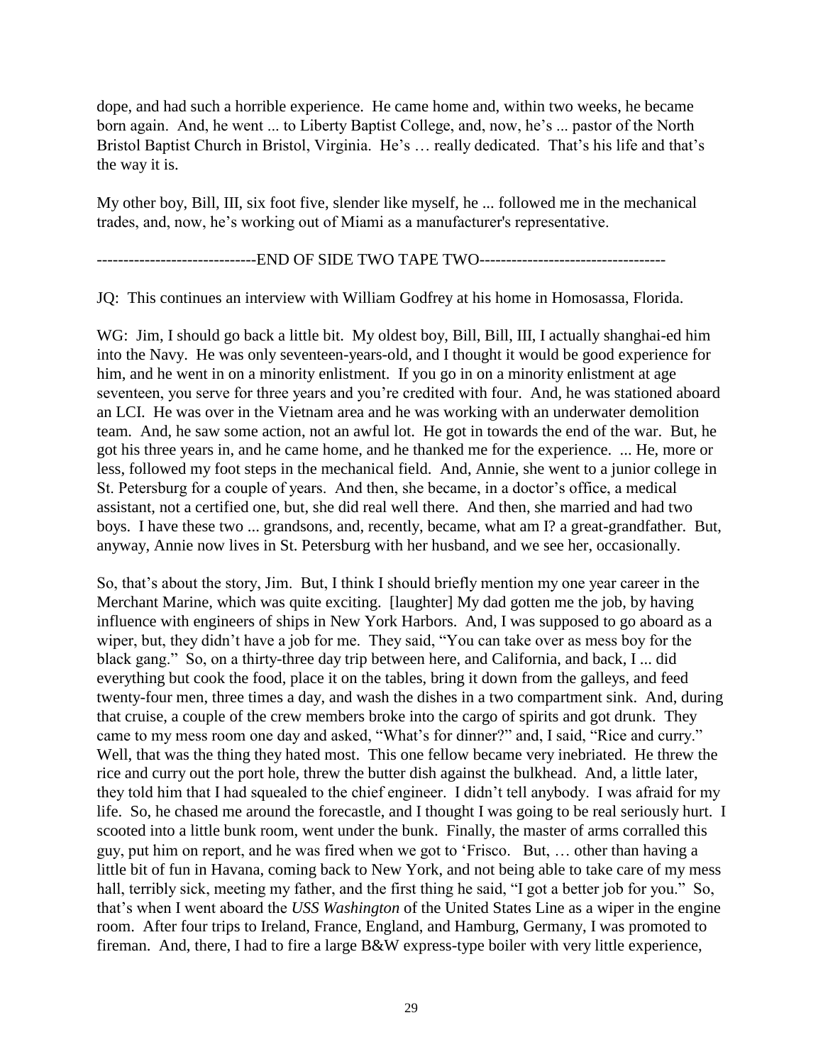dope, and had such a horrible experience. He came home and, within two weeks, he became born again. And, he went ... to Liberty Baptist College, and, now, he's ... pastor of the North Bristol Baptist Church in Bristol, Virginia. He's … really dedicated. That's his life and that's the way it is.

My other boy, Bill, III, six foot five, slender like myself, he ... followed me in the mechanical trades, and, now, he's working out of Miami as a manufacturer's representative.

------------------------------END OF SIDE TWO TAPE TWO-----------------------------------

JQ: This continues an interview with William Godfrey at his home in Homosassa, Florida.

WG: Jim, I should go back a little bit. My oldest boy, Bill, Bill, III, I actually shanghai-ed him into the Navy. He was only seventeen-years-old, and I thought it would be good experience for him, and he went in on a minority enlistment. If you go in on a minority enlistment at age seventeen, you serve for three years and you're credited with four. And, he was stationed aboard an LCI. He was over in the Vietnam area and he was working with an underwater demolition team. And, he saw some action, not an awful lot. He got in towards the end of the war. But, he got his three years in, and he came home, and he thanked me for the experience. ... He, more or less, followed my foot steps in the mechanical field. And, Annie, she went to a junior college in St. Petersburg for a couple of years. And then, she became, in a doctor's office, a medical assistant, not a certified one, but, she did real well there. And then, she married and had two boys. I have these two ... grandsons, and, recently, became, what am I? a great-grandfather. But, anyway, Annie now lives in St. Petersburg with her husband, and we see her, occasionally.

So, that's about the story, Jim. But, I think I should briefly mention my one year career in the Merchant Marine, which was quite exciting. [laughter] My dad gotten me the job, by having influence with engineers of ships in New York Harbors. And, I was supposed to go aboard as a wiper, but, they didn't have a job for me. They said, "You can take over as mess boy for the black gang." So, on a thirty-three day trip between here, and California, and back, I ... did everything but cook the food, place it on the tables, bring it down from the galleys, and feed twenty-four men, three times a day, and wash the dishes in a two compartment sink. And, during that cruise, a couple of the crew members broke into the cargo of spirits and got drunk. They came to my mess room one day and asked, "What's for dinner?" and, I said, "Rice and curry." Well, that was the thing they hated most. This one fellow became very inebriated. He threw the rice and curry out the port hole, threw the butter dish against the bulkhead. And, a little later, they told him that I had squealed to the chief engineer. I didn't tell anybody. I was afraid for my life. So, he chased me around the forecastle, and I thought I was going to be real seriously hurt. I scooted into a little bunk room, went under the bunk. Finally, the master of arms corralled this guy, put him on report, and he was fired when we got to 'Frisco. But, … other than having a little bit of fun in Havana, coming back to New York, and not being able to take care of my mess hall, terribly sick, meeting my father, and the first thing he said, "I got a better job for you." So, that's when I went aboard the *USS Washington* of the United States Line as a wiper in the engine room. After four trips to Ireland, France, England, and Hamburg, Germany, I was promoted to fireman. And, there, I had to fire a large B&W express-type boiler with very little experience,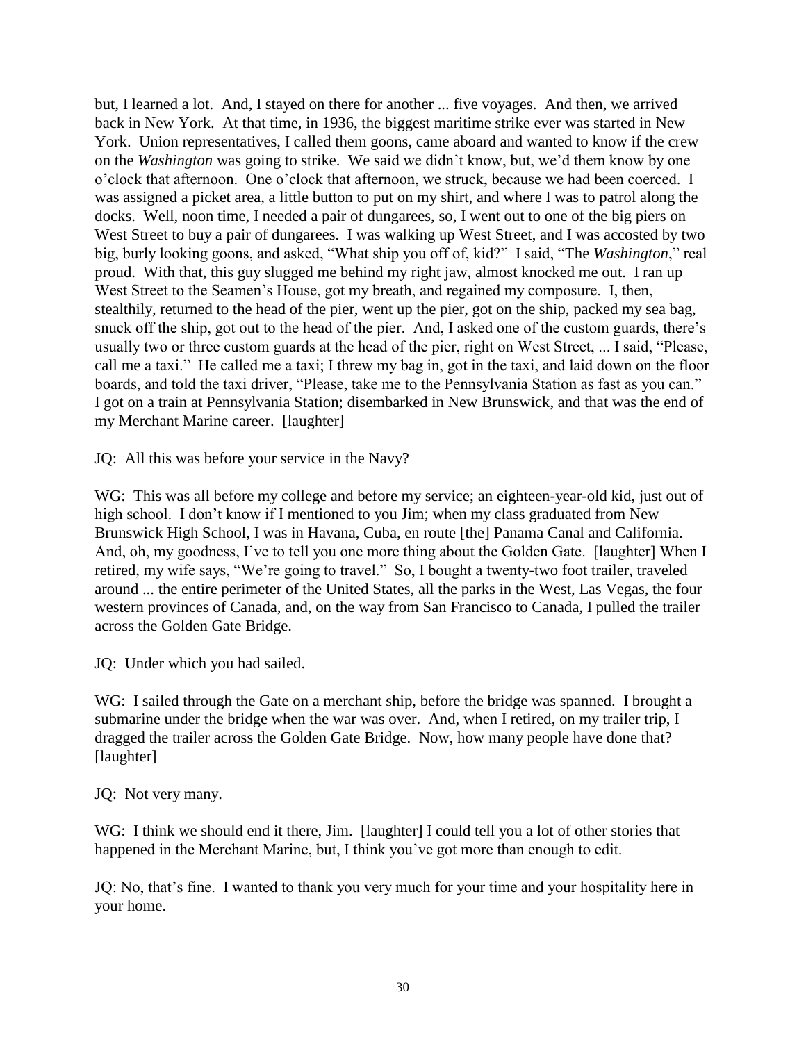but, I learned a lot. And, I stayed on there for another ... five voyages. And then, we arrived back in New York. At that time, in 1936, the biggest maritime strike ever was started in New York. Union representatives, I called them goons, came aboard and wanted to know if the crew on the *Washington* was going to strike. We said we didn't know, but, we'd them know by one o'clock that afternoon. One o'clock that afternoon, we struck, because we had been coerced. I was assigned a picket area, a little button to put on my shirt, and where I was to patrol along the docks. Well, noon time, I needed a pair of dungarees, so, I went out to one of the big piers on West Street to buy a pair of dungarees. I was walking up West Street, and I was accosted by two big, burly looking goons, and asked, "What ship you off of, kid?" I said, "The *Washington*," real proud. With that, this guy slugged me behind my right jaw, almost knocked me out. I ran up West Street to the Seamen's House, got my breath, and regained my composure. I, then, stealthily, returned to the head of the pier, went up the pier, got on the ship, packed my sea bag, snuck off the ship, got out to the head of the pier. And, I asked one of the custom guards, there's usually two or three custom guards at the head of the pier, right on West Street, ... I said, "Please, call me a taxi." He called me a taxi; I threw my bag in, got in the taxi, and laid down on the floor boards, and told the taxi driver, "Please, take me to the Pennsylvania Station as fast as you can." I got on a train at Pennsylvania Station; disembarked in New Brunswick, and that was the end of my Merchant Marine career. [laughter]

JQ: All this was before your service in the Navy?

WG: This was all before my college and before my service; an eighteen-year-old kid, just out of high school. I don't know if I mentioned to you Jim; when my class graduated from New Brunswick High School, I was in Havana, Cuba, en route [the] Panama Canal and California. And, oh, my goodness, I've to tell you one more thing about the Golden Gate. [laughter] When I retired, my wife says, "We're going to travel." So, I bought a twenty-two foot trailer, traveled around ... the entire perimeter of the United States, all the parks in the West, Las Vegas, the four western provinces of Canada, and, on the way from San Francisco to Canada, I pulled the trailer across the Golden Gate Bridge.

JQ: Under which you had sailed.

WG: I sailed through the Gate on a merchant ship, before the bridge was spanned. I brought a submarine under the bridge when the war was over. And, when I retired, on my trailer trip, I dragged the trailer across the Golden Gate Bridge. Now, how many people have done that? [laughter]

JQ: Not very many.

WG: I think we should end it there, Jim. [laughter] I could tell you a lot of other stories that happened in the Merchant Marine, but, I think you've got more than enough to edit.

JQ: No, that's fine. I wanted to thank you very much for your time and your hospitality here in your home.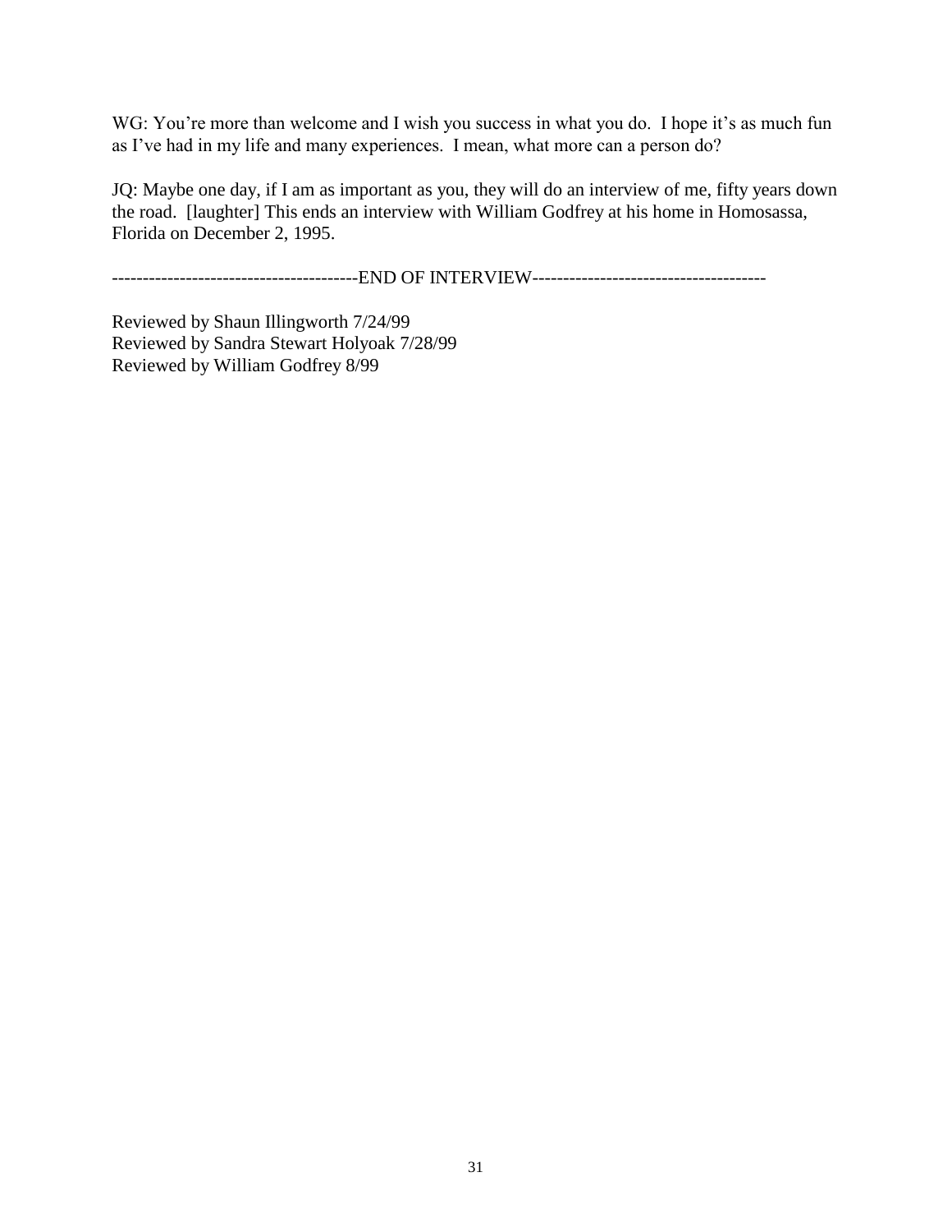WG: You're more than welcome and I wish you success in what you do. I hope it's as much fun as I've had in my life and many experiences. I mean, what more can a person do?

JQ: Maybe one day, if I am as important as you, they will do an interview of me, fifty years down the road. [laughter] This ends an interview with William Godfrey at his home in Homosassa, Florida on December 2, 1995.

----------------------------------------END OF INTERVIEW--------------------------------------

Reviewed by Shaun Illingworth 7/24/99
Reviewed by Sandra Stewart Holyoak 7/28/99
Reviewed by William Godfrey 8/99